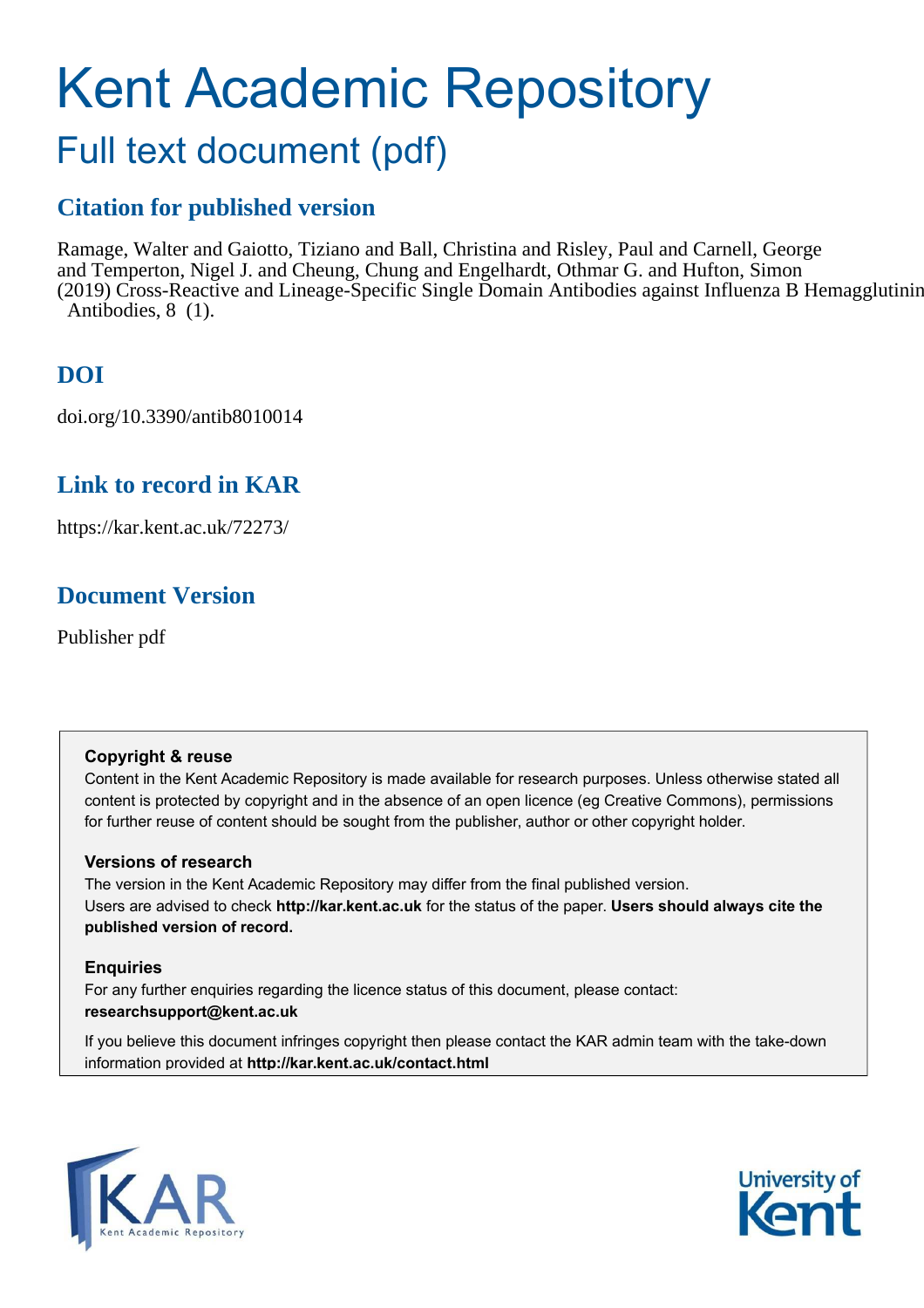# Kent Academic Repository

## Full text document (pdf)

## Citation for published version

Ramage, Walter and Gaiotto, Tiziano and Ball, Christina and Risley, Paul and Carnell, George and Temperton, Nigel J. and Cheung, Chung and Engelhardt, Othmar G. and Hufton, Simon (2019) Cross-Reactive and Lineage-Specific Single Domain Antibodies against Influenza B Hemagglutinin Antibodies, 8 (1).

## DOI

doi.org/10.3390/antib8010014

## Link to record in KAR

https://kar.kent.ac.uk/72273/

## Document Version

Publisher pdf

**Copyright & reuse**

Content in the Kent Academic Repository is made available for research purposes. Unless otherwise stated all content is protected by copyright and in the absence of an open licence (eg Creative Commons), permissions for further reuse of content should be sought from the publisher, author or other copyright holder.

**Versions of research**

The version in the Kent Academic Repository may differ from the final published version. Users are advised to check **http://kar.kent.ac.uk** for the status of the paper. **Users should always cite the published version of record.**

**Enquiries**

For any further enquiries regarding the licence status of this document, please contact: **researchsupport@kent.ac.uk**

If you believe this document infringes copyright then please contact the KAR admin team with the take-down information provided at **http://kar.kent.ac.uk/contact.html**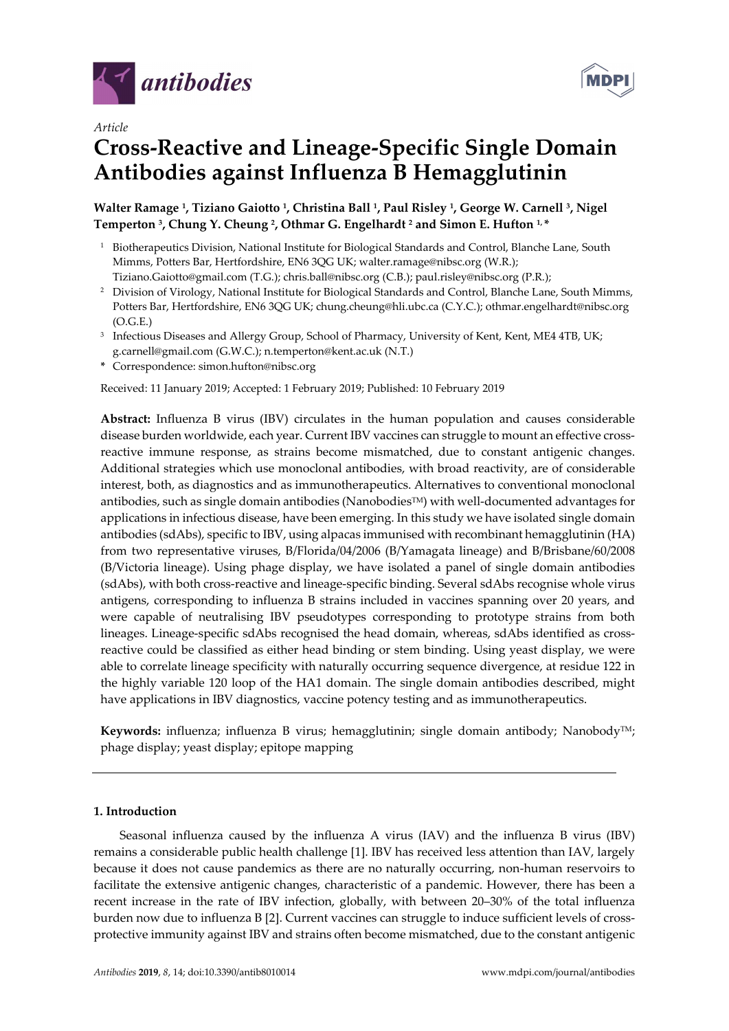*Article*

# Cross-Reactive and Lineage-Specific Single Domain Antibodies against Influenza B Hemagglutinin

**Walter Ramage [1], Tiziano Gaiotto [1], Christina Ball [1], Paul Risley [1], George W. Carnell [3], Nigel Temperton [3], Chung Y. Cheung [2], Othmar G. Engelhardt [2] and Simon E. Hufton [1,*]**

[1] Biotherapeutics Division, National Institute for Biological Standards and Control, Blanche Lane, South Mimms, Potters Bar, Hertfordshire, EN6 3QG UK; walter.ramage@nibsc.org (W.R.); Tiziano.Gaiotto@gmail.com (T.G.); chris.ball@nibsc.org (C.B.); paul.risley@nibsc.org (P.R.);

[2] Division of Virology, National Institute for Biological Standards and Control, Blanche Lane, South Mimms, Potters Bar, Hertfordshire, EN6 3QG UK; chung.cheung@hli.ubc.ca (C.Y.C.); othmar.engelhardt@nibsc.org (O.G.E.)

[3] Infectious Diseases and Allergy Group, School of Pharmacy, University of Kent, Kent, ME4 4TB, UK; g.carnell@gmail.com (G.W.C.); n.temperton@kent.ac.uk (N.T.)

\* Correspondence: simon.hufton@nibsc.org

Received: 11 January 2019; Accepted: 1 February 2019; Published: 10 February 2019

**Abstract:** Influenza B virus (IBV) circulates in the human population and causes considerable disease burden worldwide, each year. Current IBV vaccines can struggle to mount an effective cross-reactive immune response, as strains become mismatched, due to constant antigenic changes. Additional strategies which use monoclonal antibodies, with broad reactivity, are of considerable interest, both, as diagnostics and as immunotherapeutics. Alternatives to conventional monoclonal antibodies, such as single domain antibodies (Nanobodies™) with well-documented advantages for applications in infectious disease, have been emerging. In this study we have isolated single domain antibodies (sdAbs), specific to IBV, using alpacas immunised with recombinant hemagglutinin (HA) from two representative viruses, B/Florida/04/2006 (B/Yamagata lineage) and B/Brisbane/60/2008 (B/Victoria lineage). Using phage display, we have isolated a panel of single domain antibodies (sdAbs), with both cross-reactive and lineage-specific binding. Several sdAbs recognise whole virus antigens, corresponding to influenza B strains included in vaccines spanning over 20 years, and were capable of neutralising IBV pseudotypes corresponding to prototype strains from both lineages. Lineage-specific sdAbs recognised the head domain, whereas, sdAbs identified as cross-reactive could be classified as either head binding or stem binding. Using yeast display, we were able to correlate lineage specificity with naturally occurring sequence divergence, at residue 122 in the highly variable 120 loop of the HA1 domain. The single domain antibodies described, might have applications in IBV diagnostics, vaccine potency testing and as immunotherapeutics.

**Keywords:** influenza; influenza B virus; hemagglutinin; single domain antibody; Nanobody™; phage display; yeast display; epitope mapping

## 1. Introduction

Seasonal influenza caused by the influenza A virus (IAV) and the influenza B virus (IBV) remains a considerable public health challenge [1]. IBV has received less attention than IAV, largely because it does not cause pandemics as there are no naturally occurring, non-human reservoirs to facilitate the extensive antigenic changes, characteristic of a pandemic. However, there has been a recent increase in the rate of IBV infection, globally, with between 20–30% of the total influenza burden now due to influenza B [2]. Current vaccines can struggle to induce sufficient levels of cross-protective immunity against IBV and strains often become mismatched, due to the constant antigenic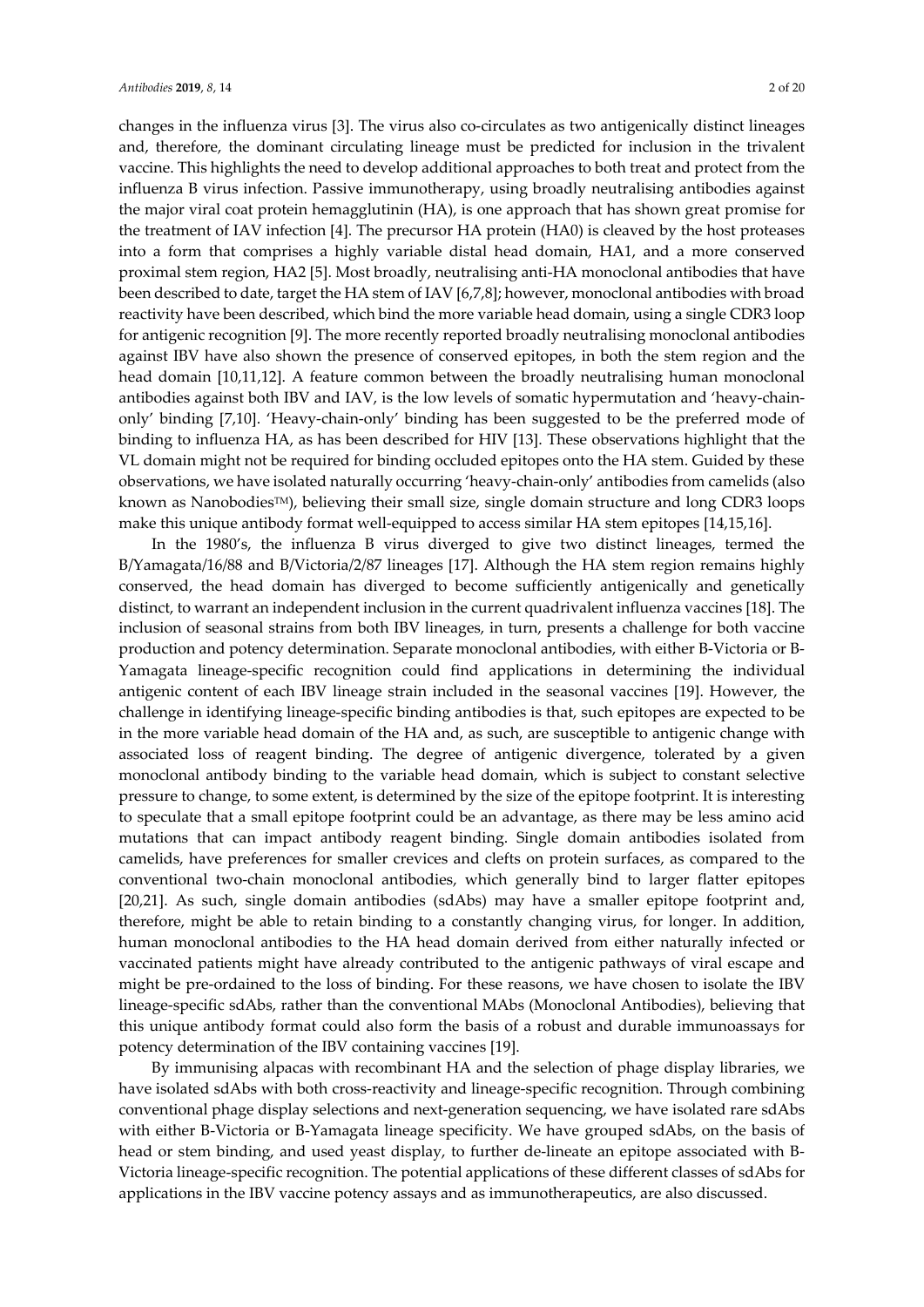changes in the influenza virus [3]. The virus also co-circulates as two antigenically distinct lineages and, therefore, the dominant circulating lineage must be predicted for inclusion in the trivalent vaccine. This highlights the need to develop additional approaches to both treat and protect from the influenza B virus infection. Passive immunotherapy, using broadly neutralising antibodies against the major viral coat protein hemagglutinin (HA), is one approach that has shown great promise for the treatment of IAV infection [4]. The precursor HA protein (HA0) is cleaved by the host proteases into a form that comprises a highly variable distal head domain, HA1, and a more conserved proximal stem region, HA2 [5]. Most broadly, neutralising anti-HA monoclonal antibodies that have been described to date, target the HA stem of IAV [6,7,8]; however, monoclonal antibodies with broad reactivity have been described, which bind the more variable head domain, using a single CDR3 loop for antigenic recognition [9]. The more recently reported broadly neutralising monoclonal antibodies against IBV have also shown the presence of conserved epitopes, in both the stem region and the head domain [10,11,12]. A feature common between the broadly neutralising human monoclonal antibodies against both IBV and IAV, is the low levels of somatic hypermutation and 'heavy-chain-only' binding [7,10]. 'Heavy-chain-only' binding has been suggested to be the preferred mode of binding to influenza HA, as has been described for HIV [13]. These observations highlight that the VL domain might not be required for binding occluded epitopes onto the HA stem. Guided by these observations, we have isolated naturally occurring 'heavy-chain-only' antibodies from camelids (also known as Nanobodies™), believing their small size, single domain structure and long CDR3 loops make this unique antibody format well-equipped to access similar HA stem epitopes [14,15,16].

In the 1980's, the influenza B virus diverged to give two distinct lineages, termed the B/Yamagata/16/88 and B/Victoria/2/87 lineages [17]. Although the HA stem region remains highly conserved, the head domain has diverged to become sufficiently antigenically and genetically distinct, to warrant an independent inclusion in the current quadrivalent influenza vaccines [18]. The inclusion of seasonal strains from both IBV lineages, in turn, presents a challenge for both vaccine production and potency determination. Separate monoclonal antibodies, with either B-Victoria or B-Yamagata lineage-specific recognition could find applications in determining the individual antigenic content of each IBV lineage strain included in the seasonal vaccines [19]. However, the challenge in identifying lineage-specific binding antibodies is that, such epitopes are expected to be in the more variable head domain of the HA and, as such, are susceptible to antigenic change with associated loss of reagent binding. The degree of antigenic divergence, tolerated by a given monoclonal antibody binding to the variable head domain, which is subject to constant selective pressure to change, to some extent, is determined by the size of the epitope footprint. It is interesting to speculate that a small epitope footprint could be an advantage, as there may be less amino acid mutations that can impact antibody reagent binding. Single domain antibodies isolated from camelids, have preferences for smaller crevices and clefts on protein surfaces, as compared to the conventional two-chain monoclonal antibodies, which generally bind to larger flatter epitopes [20,21]. As such, single domain antibodies (sdAbs) may have a smaller epitope footprint and, therefore, might be able to retain binding to a constantly changing virus, for longer. In addition, human monoclonal antibodies to the HA head domain derived from either naturally infected or vaccinated patients might have already contributed to the antigenic pathways of viral escape and might be pre-ordained to the loss of binding. For these reasons, we have chosen to isolate the IBV lineage-specific sdAbs, rather than the conventional MAbs (Monoclonal Antibodies), believing that this unique antibody format could also form the basis of a robust and durable immunoassays for potency determination of the IBV containing vaccines [19].

By immunising alpacas with recombinant HA and the selection of phage display libraries, we have isolated sdAbs with both cross-reactivity and lineage-specific recognition. Through combining conventional phage display selections and next-generation sequencing, we have isolated rare sdAbs with either B-Victoria or B-Yamagata lineage specificity. We have grouped sdAbs, on the basis of head or stem binding, and used yeast display, to further de-lineate an epitope associated with B-Victoria lineage-specific recognition. The potential applications of these different classes of sdAbs for applications in the IBV vaccine potency assays and as immunotherapeutics, are also discussed.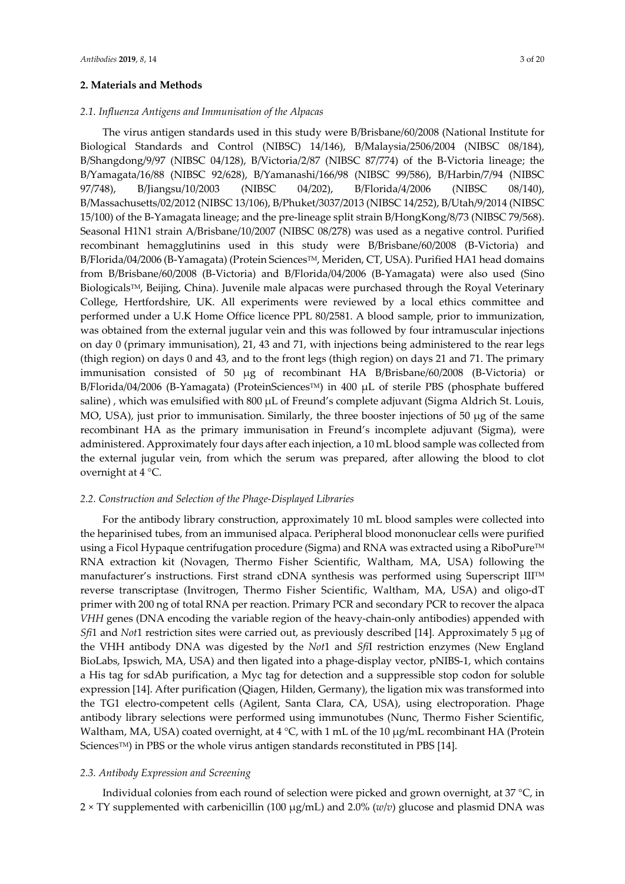## 2. Materials and Methods

### 2.1. Influenza Antigens and Immunisation of the Alpacas

The virus antigen standards used in this study were B/Brisbane/60/2008 (National Institute for Biological Standards and Control (NIBSC) 14/146), B/Malaysia/2506/2004 (NIBSC 08/184), B/Shangdong/9/97 (NIBSC 04/128), B/Victoria/2/87 (NIBSC 87/774) of the B-Victoria lineage; the B/Yamagata/16/88 (NIBSC 92/628), B/Yamanashi/166/98 (NIBSC 99/586), B/Harbin/7/94 (NIBSC 97/748), B/Jiangsu/10/2003 (NIBSC 04/202), B/Florida/4/2006 (NIBSC 08/140), B/Massachusetts/02/2012 (NIBSC 13/106), B/Phuket/3037/2013 (NIBSC 14/252), B/Utah/9/2014 (NIBSC 15/100) of the B-Yamagata lineage; and the pre-lineage split strain B/HongKong/8/73 (NIBSC 79/568). Seasonal H1N1 strain A/Brisbane/10/2007 (NIBSC 08/278) was used as a negative control. Purified recombinant hemagglutinins used in this study were B/Brisbane/60/2008 (B-Victoria) and B/Florida/04/2006 (B-Yamagata) (Protein Sciences™, Meriden, CT, USA). Purified HA1 head domains from B/Brisbane/60/2008 (B-Victoria) and B/Florida/04/2006 (B-Yamagata) were also used (Sino Biologicals™, Beijing, China). Juvenile male alpacas were purchased through the Royal Veterinary College, Hertfordshire, UK. All experiments were reviewed by a local ethics committee and performed under a U.K Home Office licence PPL 80/2581. A blood sample, prior to immunization, was obtained from the external jugular vein and this was followed by four intramuscular injections on day 0 (primary immunisation), 21, 43 and 71, with injections being administered to the rear legs (thigh region) on days 0 and 43, and to the front legs (thigh region) on days 21 and 71. The primary immunisation consisted of 50 μg of recombinant HA B/Brisbane/60/2008 (B-Victoria) or B/Florida/04/2006 (B-Yamagata) (ProteinSciences™) in 400 μL of sterile PBS (phosphate buffered saline) , which was emulsified with 800 μL of Freund's complete adjuvant (Sigma Aldrich St. Louis, MO, USA), just prior to immunisation. Similarly, the three booster injections of 50 μg of the same recombinant HA as the primary immunisation in Freund's incomplete adjuvant (Sigma), were administered. Approximately four days after each injection, a 10 mL blood sample was collected from the external jugular vein, from which the serum was prepared, after allowing the blood to clot overnight at 4 °C.

### 2.2. Construction and Selection of the Phage-Displayed Libraries

For the antibody library construction, approximately 10 mL blood samples were collected into the heparinised tubes, from an immunised alpaca. Peripheral blood mononuclear cells were purified using a Ficol Hypaque centrifugation procedure (Sigma) and RNA was extracted using a RiboPure™ RNA extraction kit (Novagen, Thermo Fisher Scientific, Waltham, MA, USA) following the manufacturer's instructions. First strand cDNA synthesis was performed using Superscript III™ reverse transcriptase (Invitrogen, Thermo Fisher Scientific, Waltham, MA, USA) and oligo-dT primer with 200 ng of total RNA per reaction. Primary PCR and secondary PCR to recover the alpaca *VHH* genes (DNA encoding the variable region of the heavy-chain-only antibodies) appended with *Sfi*1 and *Not*1 restriction sites were carried out, as previously described [14]. Approximately 5 μg of the VHH antibody DNA was digested by the *Not*1 and *Sfi*I restriction enzymes (New England BioLabs, Ipswich, MA, USA) and then ligated into a phage-display vector, pNIBS-1, which contains a His tag for sdAb purification, a Myc tag for detection and a suppressible stop codon for soluble expression [14]. After purification (Qiagen, Hilden, Germany), the ligation mix was transformed into the TG1 electro-competent cells (Agilent, Santa Clara, CA, USA), using electroporation. Phage antibody library selections were performed using immunotubes (Nunc, Thermo Fisher Scientific, Waltham, MA, USA) coated overnight, at 4 °C, with 1 mL of the 10 μg/mL recombinant HA (Protein Sciences™) in PBS or the whole virus antigen standards reconstituted in PBS [14].

### 2.3. Antibody Expression and Screening

Individual colonies from each round of selection were picked and grown overnight, at 37 °C, in 2 × TY supplemented with carbenicillin (100 μg/mL) and 2.0% (*w*/*v*) glucose and plasmid DNA was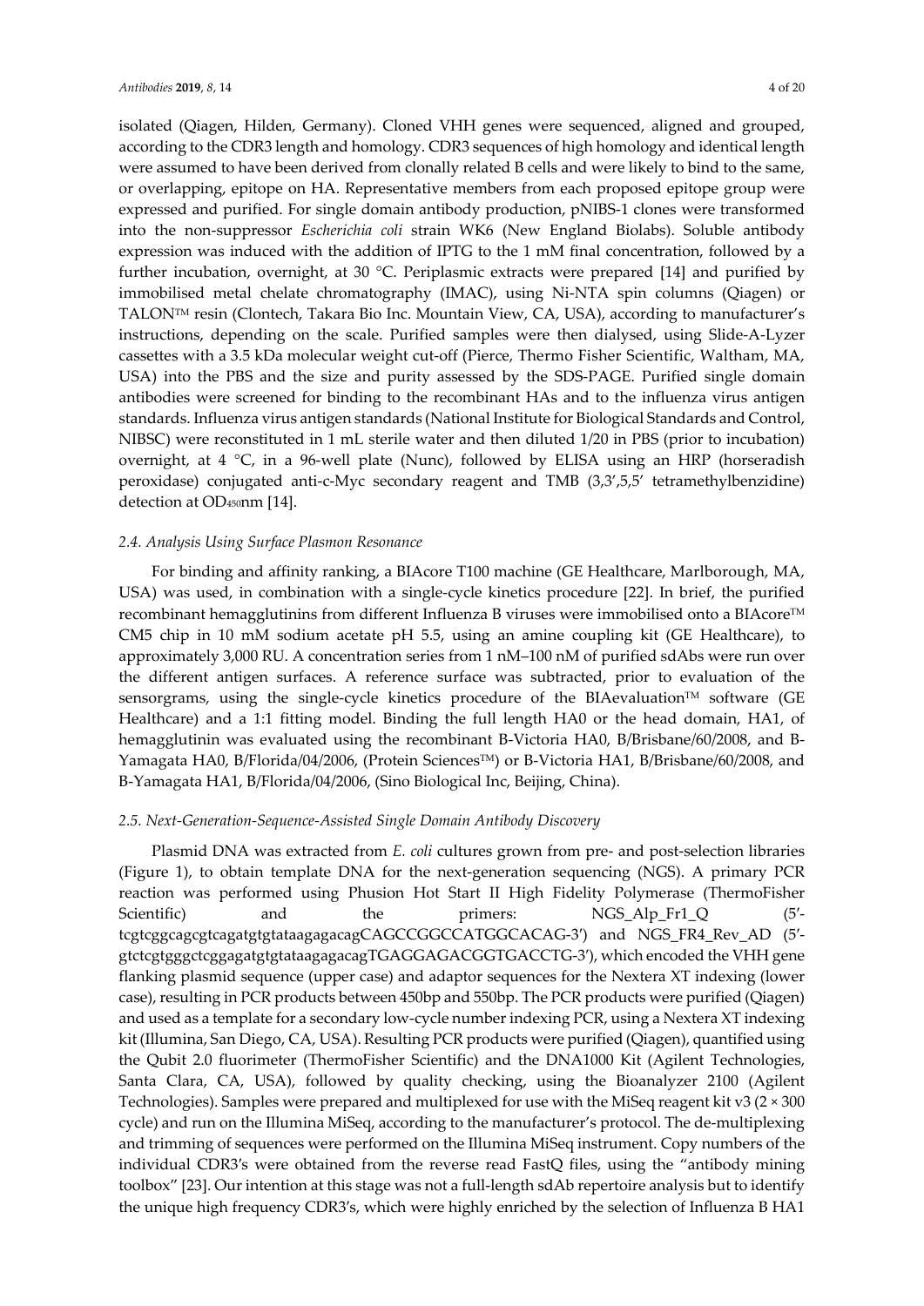isolated (Qiagen, Hilden, Germany). Cloned VHH genes were sequenced, aligned and grouped, according to the CDR3 length and homology. CDR3 sequences of high homology and identical length were assumed to have been derived from clonally related B cells and were likely to bind to the same, or overlapping, epitope on HA. Representative members from each proposed epitope group were expressed and purified. For single domain antibody production, pNIBS-1 clones were transformed into the non-suppressor *Escherichia coli* strain WK6 (New England Biolabs). Soluble antibody expression was induced with the addition of IPTG to the 1 mM final concentration, followed by a further incubation, overnight, at 30 °C. Periplasmic extracts were prepared [14] and purified by immobilised metal chelate chromatography (IMAC), using Ni-NTA spin columns (Qiagen) or TALON™ resin (Clontech, Takara Bio Inc. Mountain View, CA, USA), according to manufacturer's instructions, depending on the scale. Purified samples were then dialysed, using Slide-A-Lyzer cassettes with a 3.5 kDa molecular weight cut-off (Pierce, Thermo Fisher Scientific, Waltham, MA, USA) into the PBS and the size and purity assessed by the SDS-PAGE. Purified single domain antibodies were screened for binding to the recombinant HAs and to the influenza virus antigen standards. Influenza virus antigen standards (National Institute for Biological Standards and Control, NIBSC) were reconstituted in 1 mL sterile water and then diluted 1/20 in PBS (prior to incubation) overnight, at 4 °C, in a 96-well plate (Nunc), followed by ELISA using an HRP (horseradish peroxidase) conjugated anti-c-Myc secondary reagent and TMB (3,3',5,5' tetramethylbenzidine) detection at $OD_{450}$nm [14].

### *2.4. Analysis Using Surface Plasmon Resonance*

For binding and affinity ranking, a BIAcore T100 machine (GE Healthcare, Marlborough, MA, USA) was used, in combination with a single-cycle kinetics procedure [22]. In brief, the purified recombinant hemagglutinins from different Influenza B viruses were immobilised onto a BIAcore™ CM5 chip in 10 mM sodium acetate pH 5.5, using an amine coupling kit (GE Healthcare), to approximately 3,000 RU. A concentration series from 1 nM–100 nM of purified sdAbs were run over the different antigen surfaces. A reference surface was subtracted, prior to evaluation of the sensorgrams, using the single-cycle kinetics procedure of the BIAevaluation™ software (GE Healthcare) and a 1:1 fitting model. Binding the full length HA0 or the head domain, HA1, of hemagglutinin was evaluated using the recombinant B-Victoria HA0, B/Brisbane/60/2008, and B-Yamagata HA0, B/Florida/04/2006, (Protein Sciences™) or B-Victoria HA1, B/Brisbane/60/2008, and B-Yamagata HA1, B/Florida/04/2006, (Sino Biological Inc, Beijing, China).

### *2.5. Next-Generation-Sequence-Assisted Single Domain Antibody Discovery*

Plasmid DNA was extracted from *E. coli* cultures grown from pre- and post-selection libraries (Figure 1), to obtain template DNA for the next-generation sequencing (NGS). A primary PCR reaction was performed using Phusion Hot Start II High Fidelity Polymerase (ThermoFisher Scientific) and the primers: NGS_Alp_Fr1_Q (5'-tcgtcggcagcgtcagatgtgtataagagacagCAGCCGGCCATGGCACAG-3') and NGS_FR4_Rev_AD (5'-gtctcgtgggctcggagatgtgtataagagacagTGAGGAGACGGTGACCTG-3'), which encoded the VHH gene flanking plasmid sequence (upper case) and adaptor sequences for the Nextera XT indexing (lower case), resulting in PCR products between 450bp and 550bp. The PCR products were purified (Qiagen) and used as a template for a secondary low-cycle number indexing PCR, using a Nextera XT indexing kit (Illumina, San Diego, CA, USA). Resulting PCR products were purified (Qiagen), quantified using the Qubit 2.0 fluorimeter (ThermoFisher Scientific) and the DNA1000 Kit (Agilent Technologies, Santa Clara, CA, USA), followed by quality checking, using the Bioanalyzer 2100 (Agilent Technologies). Samples were prepared and multiplexed for use with the MiSeq reagent kit v3 (2 × 300 cycle) and run on the Illumina MiSeq, according to the manufacturer's protocol. The de-multiplexing and trimming of sequences were performed on the Illumina MiSeq instrument. Copy numbers of the individual CDR3's were obtained from the reverse read FastQ files, using the "antibody mining toolbox" [23]. Our intention at this stage was not a full-length sdAb repertoire analysis but to identify the unique high frequency CDR3's, which were highly enriched by the selection of Influenza B HA1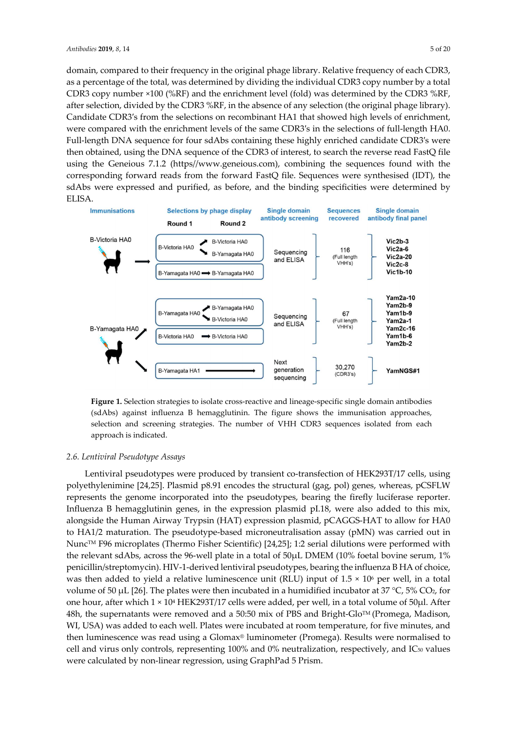domain, compared to their frequency in the original phage library. Relative frequency of each CDR3, as a percentage of the total, was determined by dividing the individual CDR3 copy number by a total CDR3 copy number ×100 (%RF) and the enrichment level (fold) was determined by the CDR3 %RF, after selection, divided by the CDR3 %RF, in the absence of any selection (the original phage library). Candidate CDR3's from the selections on recombinant HA1 that showed high levels of enrichment, were compared with the enrichment levels of the same CDR3's in the selections of full-length HA0. Full-length DNA sequence for four sdAbs containing these highly enriched candidate CDR3's were then obtained, using the DNA sequence of the CDR3 of interest, to search the reverse read FastQ file using the Geneious 7.1.2 (https//www.geneious.com), combining the sequences found with the corresponding forward reads from the forward FastQ file. Sequences were synthesised (IDT), the sdAbs were expressed and purified, as before, and the binding specificities were determined by ELISA.

**Figure 1.** Selection strategies to isolate cross-reactive and lineage-specific single domain antibodies (sdAbs) against influenza B hemagglutinin. The figure shows the immunisation approaches, selection and screening strategies. The number of VHH CDR3 sequences isolated from each approach is indicated.

### 2.6. Lentiviral Pseudotype Assays

Lentiviral pseudotypes were produced by transient co-transfection of HEK293T/17 cells, using polyethylenimine [24,25]. Plasmid p8.91 encodes the structural (gag, pol) genes, whereas, pCSFLW represents the genome incorporated into the pseudotypes, bearing the firefly luciferase reporter. Influenza B hemagglutinin genes, in the expression plasmid pI.18, were also added to this mix, alongside the Human Airway Trypsin (HAT) expression plasmid, pCAGGS-HAT to allow for HA0 to HA1/2 maturation. The pseudotype-based microneutralisation assay (pMN) was carried out in Nunc™ F96 microplates (Thermo Fisher Scientific) [24,25]; 1:2 serial dilutions were performed with the relevant sdAbs, across the 96-well plate in a total of 50μL DMEM (10% foetal bovine serum, 1% penicillin/streptomycin). HIV-1-derived lentiviral pseudotypes, bearing the influenza B HA of choice, was then added to yield a relative luminescence unit (RLU) input of $1.5 \times 10^6$ per well, in a total volume of 50 μL [26]. The plates were then incubated in a humidified incubator at 37 °C, 5% $CO_2$, for one hour, after which $1 \times 10^4$ HEK293T/17 cells were added, per well, in a total volume of 50μl. After 48h, the supernatants were removed and a 50:50 mix of PBS and Bright-Glo™ (Promega, Madison, WI, USA) was added to each well. Plates were incubated at room temperature, for five minutes, and then luminescence was read using a Glomax® luminometer (Promega). Results were normalised to cell and virus only controls, representing 100% and 0% neutralization, respectively, and $IC_{50}$ values were calculated by non-linear regression, using GraphPad 5 Prism.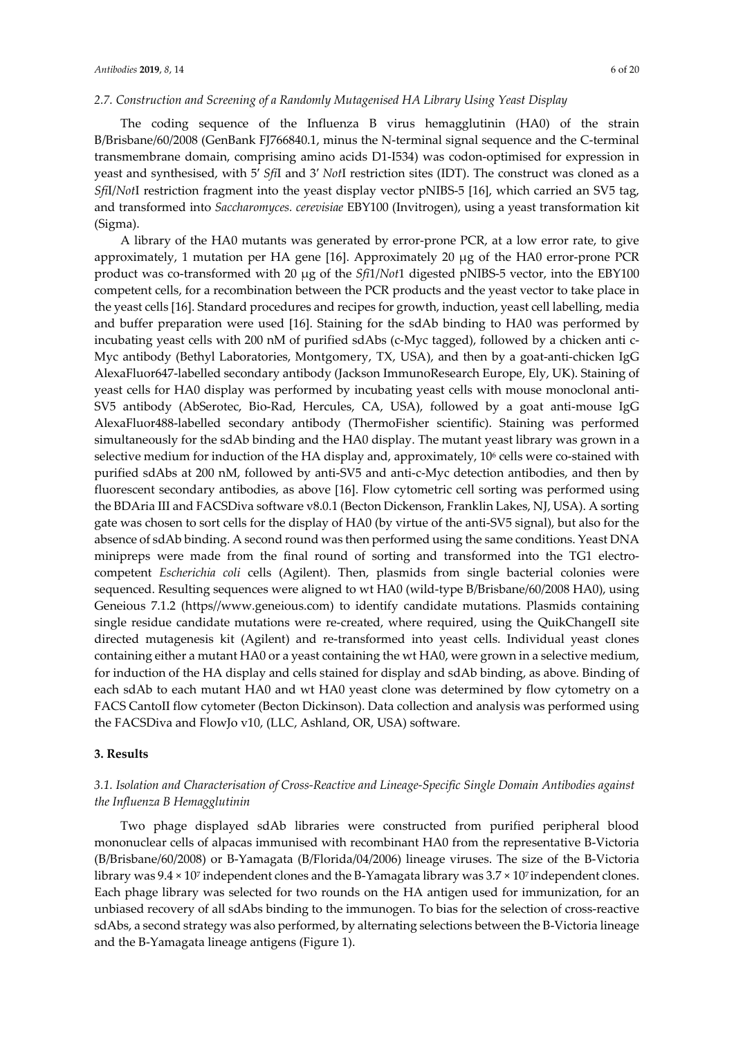### 2.7. Construction and Screening of a Randomly Mutagenised HA Library Using Yeast Display

The coding sequence of the Influenza B virus hemagglutinin (HA0) of the strain B/Brisbane/60/2008 (GenBank FJ766840.1, minus the N-terminal signal sequence and the C-terminal transmembrane domain, comprising amino acids D1-I534) was codon-optimised for expression in yeast and synthesised, with 5′ *Sfi*I and 3′ *Not*I restriction sites (IDT). The construct was cloned as a *Sfi*I/*Not*I restriction fragment into the yeast display vector pNIBS-5 [16], which carried an SV5 tag, and transformed into *Saccharomyces. cerevisiae* EBY100 (Invitrogen), using a yeast transformation kit (Sigma).

A library of the HA0 mutants was generated by error-prone PCR, at a low error rate, to give approximately, 1 mutation per HA gene [16]. Approximately 20 μg of the HA0 error-prone PCR product was co-transformed with 20 μg of the *Sfi*1/*Not*1 digested pNIBS-5 vector, into the EBY100 competent cells, for a recombination between the PCR products and the yeast vector to take place in the yeast cells [16]. Standard procedures and recipes for growth, induction, yeast cell labelling, media and buffer preparation were used [16]. Staining for the sdAb binding to HA0 was performed by incubating yeast cells with 200 nM of purified sdAbs (c-Myc tagged), followed by a chicken anti c-Myc antibody (Bethyl Laboratories, Montgomery, TX, USA), and then by a goat-anti-chicken IgG AlexaFluor647-labelled secondary antibody (Jackson ImmunoResearch Europe, Ely, UK). Staining of yeast cells for HA0 display was performed by incubating yeast cells with mouse monoclonal anti-SV5 antibody (AbSerotec, Bio-Rad, Hercules, CA, USA), followed by a goat anti-mouse IgG AlexaFluor488-labelled secondary antibody (ThermoFisher scientific). Staining was performed simultaneously for the sdAb binding and the HA0 display. The mutant yeast library was grown in a selective medium for induction of the HA display and, approximately, $10^6$ cells were co-stained with purified sdAbs at 200 nM, followed by anti-SV5 and anti-c-Myc detection antibodies, and then by fluorescent secondary antibodies, as above [16]. Flow cytometric cell sorting was performed using the BDAria III and FACSDiva software v8.0.1 (Becton Dickenson, Franklin Lakes, NJ, USA). A sorting gate was chosen to sort cells for the display of HA0 (by virtue of the anti-SV5 signal), but also for the absence of sdAb binding. A second round was then performed using the same conditions. Yeast DNA minipreps were made from the final round of sorting and transformed into the TG1 electro-competent *Escherichia coli* cells (Agilent). Then, plasmids from single bacterial colonies were sequenced. Resulting sequences were aligned to wt HA0 (wild-type B/Brisbane/60/2008 HA0), using Geneious 7.1.2 (https//www.geneious.com) to identify candidate mutations. Plasmids containing single residue candidate mutations were re-created, where required, using the QuikChangeII site directed mutagenesis kit (Agilent) and re-transformed into yeast cells. Individual yeast clones containing either a mutant HA0 or a yeast containing the wt HA0, were grown in a selective medium, for induction of the HA display and cells stained for display and sdAb binding, as above. Binding of each sdAb to each mutant HA0 and wt HA0 yeast clone was determined by flow cytometry on a FACS CantoII flow cytometer (Becton Dickinson). Data collection and analysis was performed using the FACSDiva and FlowJo v10, (LLC, Ashland, OR, USA) software.

## 3. Results

### 3.1. Isolation and Characterisation of Cross-Reactive and Lineage-Specific Single Domain Antibodies against the Influenza B Hemagglutinin

Two phage displayed sdAb libraries were constructed from purified peripheral blood mononuclear cells of alpacas immunised with recombinant HA0 from the representative B-Victoria (B/Brisbane/60/2008) or B-Yamagata (B/Florida/04/2006) lineage viruses. The size of the B-Victoria library was $9.4 \times 10^7$ independent clones and the B-Yamagata library was $3.7 \times 10^7$ independent clones. Each phage library was selected for two rounds on the HA antigen used for immunization, for an unbiased recovery of all sdAbs binding to the immunogen. To bias for the selection of cross-reactive sdAbs, a second strategy was also performed, by alternating selections between the B-Victoria lineage and the B-Yamagata lineage antigens (Figure 1).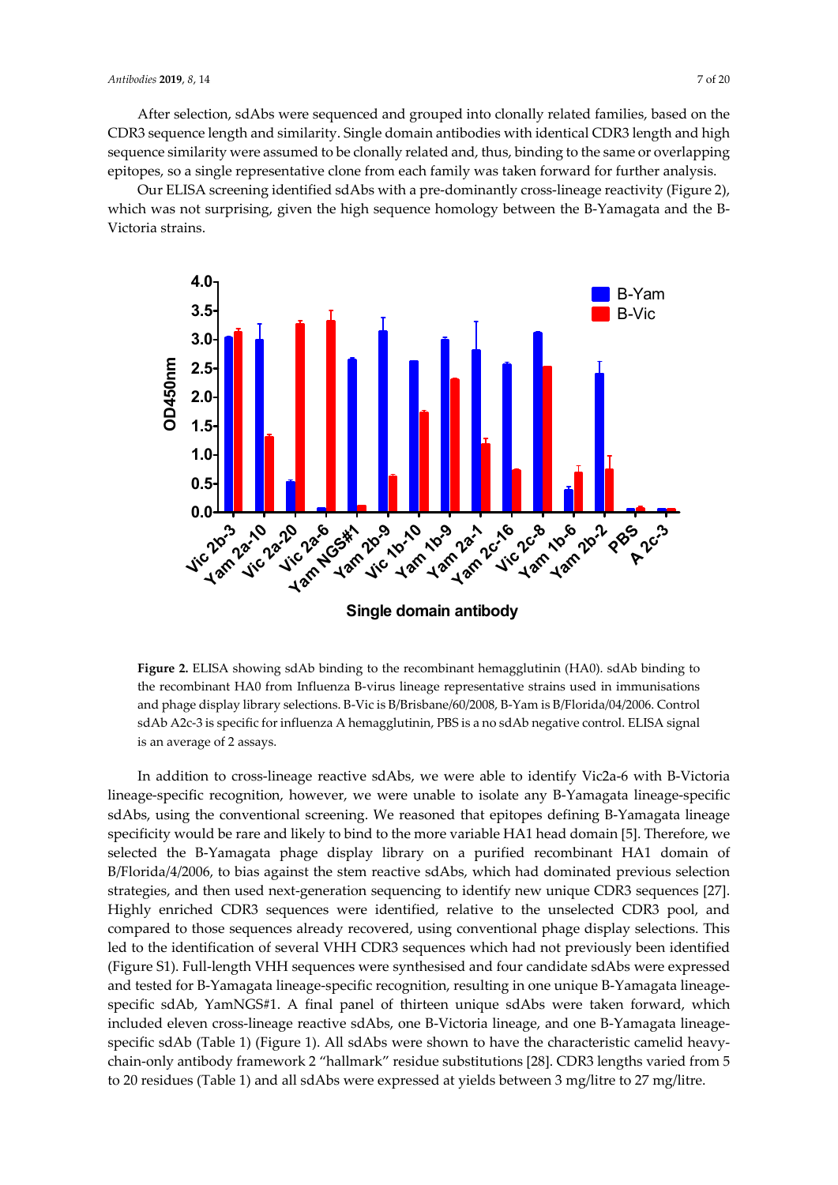After selection, sdAbs were sequenced and grouped into clonally related families, based on the CDR3 sequence length and similarity. Single domain antibodies with identical CDR3 length and high sequence similarity were assumed to be clonally related and, thus, binding to the same or overlapping epitopes, so a single representative clone from each family was taken forward for further analysis.

Our ELISA screening identified sdAbs with a pre-dominantly cross-lineage reactivity (Figure 2), which was not surprising, given the high sequence homology between the B-Yamagata and the B-Victoria strains.

**Figure 2.** ELISA showing sdAb binding to the recombinant hemagglutinin (HA0). sdAb binding to the recombinant HA0 from Influenza B-virus lineage representative strains used in immunisations and phage display library selections. B-Vic is B/Brisbane/60/2008, B-Yam is B/Florida/04/2006. Control sdAb A2c-3 is specific for influenza A hemagglutinin, PBS is a no sdAb negative control. ELISA signal is an average of 2 assays.

In addition to cross-lineage reactive sdAbs, we were able to identify Vic2a-6 with B-Victoria lineage-specific recognition, however, we were unable to isolate any B-Yamagata lineage-specific sdAbs, using the conventional screening. We reasoned that epitopes defining B-Yamagata lineage specificity would be rare and likely to bind to the more variable HA1 head domain [5]. Therefore, we selected the B-Yamagata phage display library on a purified recombinant HA1 domain of B/Florida/4/2006, to bias against the stem reactive sdAbs, which had dominated previous selection strategies, and then used next-generation sequencing to identify new unique CDR3 sequences [27]. Highly enriched CDR3 sequences were identified, relative to the unselected CDR3 pool, and compared to those sequences already recovered, using conventional phage display selections. This led to the identification of several VHH CDR3 sequences which had not previously been identified (Figure S1). Full-length VHH sequences were synthesised and four candidate sdAbs were expressed and tested for B-Yamagata lineage-specific recognition, resulting in one unique B-Yamagata lineage-specific sdAb, YamNGS#1. A final panel of thirteen unique sdAbs were taken forward, which included eleven cross-lineage reactive sdAbs, one B-Victoria lineage, and one B-Yamagata lineage-specific sdAb (Table 1) (Figure 1). All sdAbs were shown to have the characteristic camelid heavy-chain-only antibody framework 2 "hallmark" residue substitutions [28]. CDR3 lengths varied from 5 to 20 residues (Table 1) and all sdAbs were expressed at yields between 3 mg/litre to 27 mg/litre.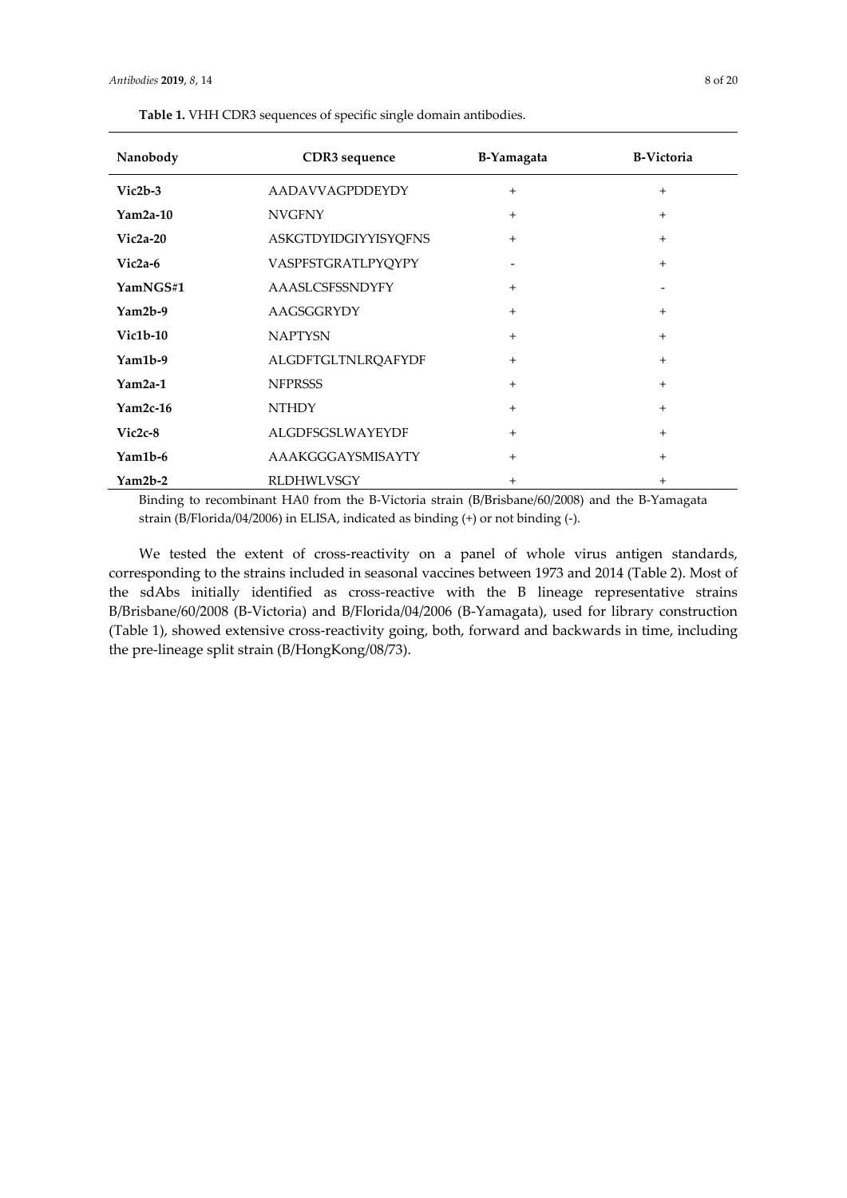**Table 1.** VHH CDR3 sequences of specific single domain antibodies.

| Nanobody | CDR3 sequence | B-Yamagata | B-Victoria |
|---|---|---|---|
| **Vic2b-3** | AADAVVAGPDDEYDY | + | + |
| **Yam2a-10** | NVGFNY | + | + |
| **Vic2a-20** | ASKGTDYIDGIYYISYQFNS | + | + |
| **Vic2a-6** | VASPFSTGRATLPYQYPY | - | + |
| **YamNGS#1** | AAASLCSFSSNDYFY | + | - |
| **Yam2b-9** | AAGSGGRYDY | + | + |
| **Vic1b-10** | NAPTYSN | + | + |
| **Yam1b-9** | ALGDFTGLTNLRQAFYDF | + | + |
| **Yam2a-1** | NFPRSSS | + | + |
| **Yam2c-16** | NTHDY | + | + |
| **Vic2c-8** | ALGDFSGSLWAYEYDF | + | + |
| **Yam1b-6** | AAAKGGGAYSMISAYTY | + | + |
| **Yam2b-2** | RLDHWLVSGY | + | + |

Binding to recombinant HA0 from the B-Victoria strain (B/Brisbane/60/2008) and the B-Yamagata strain (B/Florida/04/2006) in ELISA, indicated as binding (+) or not binding (-).

We tested the extent of cross-reactivity on a panel of whole virus antigen standards, corresponding to the strains included in seasonal vaccines between 1973 and 2014 (Table 2). Most of the sdAbs initially identified as cross-reactive with the B lineage representative strains B/Brisbane/60/2008 (B-Victoria) and B/Florida/04/2006 (B-Yamagata), used for library construction (Table 1), showed extensive cross-reactivity going, both, forward and backwards in time, including the pre-lineage split strain (B/HongKong/08/73).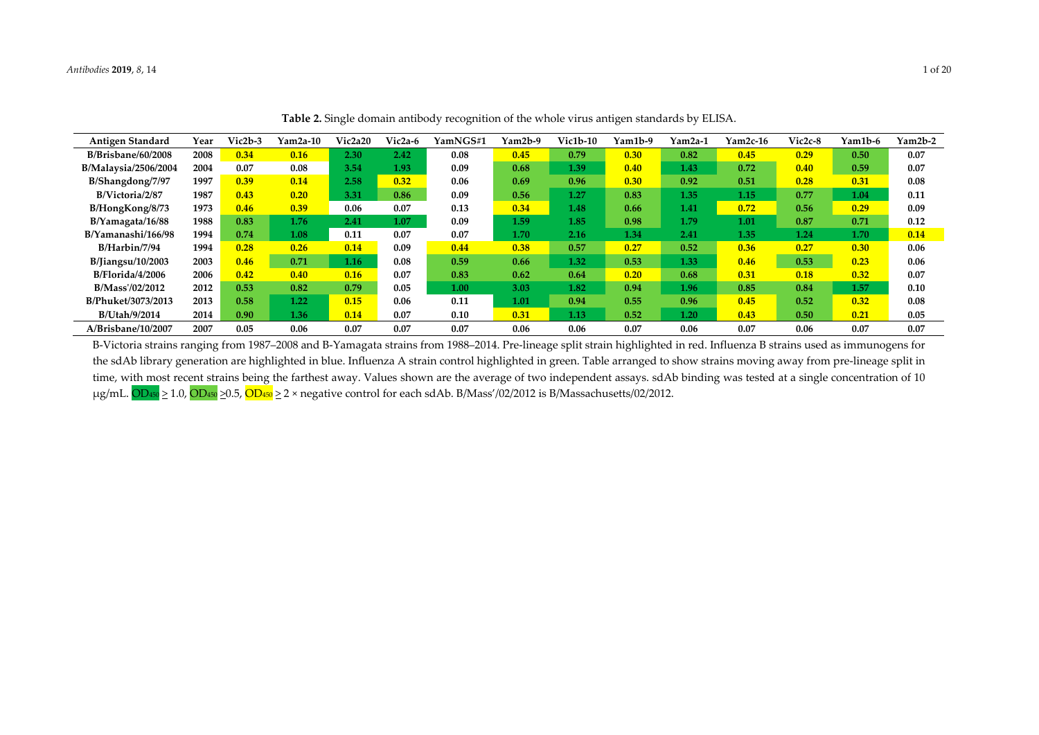**Table 2.** Single domain antibody recognition of the whole virus antigen standards by ELISA.

| Antigen Standard | Year | Vic2b-3 | Yam2a-10 | Vic2a20 | Vic2a-6 | YamNGS#1 | Yam2b-9 | Vic1b-10 | Yam1b-9 | Yam2a-1 | Yam2c-16 | Vic2c-8 | Yam1b-6 | Yam2b-2 |
|---|---|---|---|---|---|---|---|---|---|---|---|---|---|---|
| B/Brisbane/60/2008 | 2008 | 0.34 | 0.16 | 2.30 | 2.42 | 0.08 | 0.45 | 0.79 | 0.30 | 0.82 | 0.45 | 0.29 | 0.50 | 0.07 |
| B/Malaysia/2506/2004 | 2004 | 0.07 | 0.08 | 3.54 | 1.93 | 0.09 | 0.68 | 1.39 | 0.40 | 1.43 | 0.72 | 0.40 | 0.59 | 0.07 |
| B/Shangdong/7/97 | 1997 | 0.39 | 0.14 | 2.58 | 0.32 | 0.06 | 0.69 | 0.96 | 0.30 | 0.92 | 0.51 | 0.28 | 0.31 | 0.08 |
| B/Victoria/2/87 | 1987 | 0.43 | 0.20 | 3.31 | 0.86 | 0.09 | 0.56 | 1.27 | 0.83 | 1.35 | 1.15 | 0.77 | 1.04 | 0.11 |
| B/HongKong/8/73 | 1973 | 0.46 | 0.39 | 0.06 | 0.07 | 0.13 | 0.34 | 1.48 | 0.66 | 1.41 | 0.72 | 0.56 | 0.29 | 0.09 |
| B/Yamagata/16/88 | 1988 | 0.83 | 1.76 | 2.41 | 1.07 | 0.09 | 1.59 | 1.85 | 0.98 | 1.79 | 1.01 | 0.87 | 0.71 | 0.12 |
| B/Yamanashi/166/98 | 1994 | 0.74 | 1.08 | 0.11 | 0.07 | 0.07 | 1.70 | 2.16 | 1.34 | 2.41 | 1.35 | 1.24 | 1.70 | 0.14 |
| B/Harbin/7/94 | 1994 | 0.28 | 0.26 | 0.14 | 0.09 | 0.44 | 0.38 | 0.57 | 0.27 | 0.52 | 0.36 | 0.27 | 0.30 | 0.06 |
| B/Jiangsu/10/2003 | 2003 | 0.46 | 0.71 | 1.16 | 0.08 | 0.59 | 0.66 | 1.32 | 0.53 | 1.33 | 0.46 | 0.53 | 0.23 | 0.06 |
| B/Florida/4/2006 | 2006 | 0.42 | 0.40 | 0.16 | 0.07 | 0.83 | 0.62 | 0.64 | 0.20 | 0.68 | 0.31 | 0.18 | 0.32 | 0.07 |
| B/Mass'/02/2012 | 2012 | 0.53 | 0.82 | 0.79 | 0.05 | 1.00 | 3.03 | 1.82 | 0.94 | 1.96 | 0.85 | 0.84 | 1.57 | 0.10 |
| B/Phuket/3073/2013 | 2013 | 0.58 | 1.22 | 0.15 | 0.06 | 0.11 | 1.01 | 0.94 | 0.55 | 0.96 | 0.45 | 0.52 | 0.32 | 0.08 |
| B/Utah/9/2014 | 2014 | 0.90 | 1.36 | 0.14 | 0.07 | 0.10 | 0.31 | 1.13 | 0.52 | 1.20 | 0.43 | 0.50 | 0.21 | 0.05 |
| A/Brisbane/10/2007 | 2007 | 0.05 | 0.06 | 0.07 | 0.07 | 0.07 | 0.06 | 0.06 | 0.07 | 0.06 | 0.07 | 0.06 | 0.07 | 0.07 |

B-Victoria strains ranging from 1987–2008 and B-Yamagata strains from 1988–2014. Pre-lineage split strain highlighted in red. Influenza B strains used as immunogens for the sdAb library generation are highlighted in blue. Influenza A strain control highlighted in green. Table arranged to show strains moving away from pre-lineage split in time, with most recent strains being the farthest away. Values shown are the average of two independent assays. sdAb binding was tested at a single concentration of 10 μg/mL. $OD_{450} \geq 1.0$, $OD_{450} \geq 0.5$, $OD_{450} \geq 2 \times$ negative control for each sdAb. B/Mass'/02/2012 is B/Massachusetts/02/2012.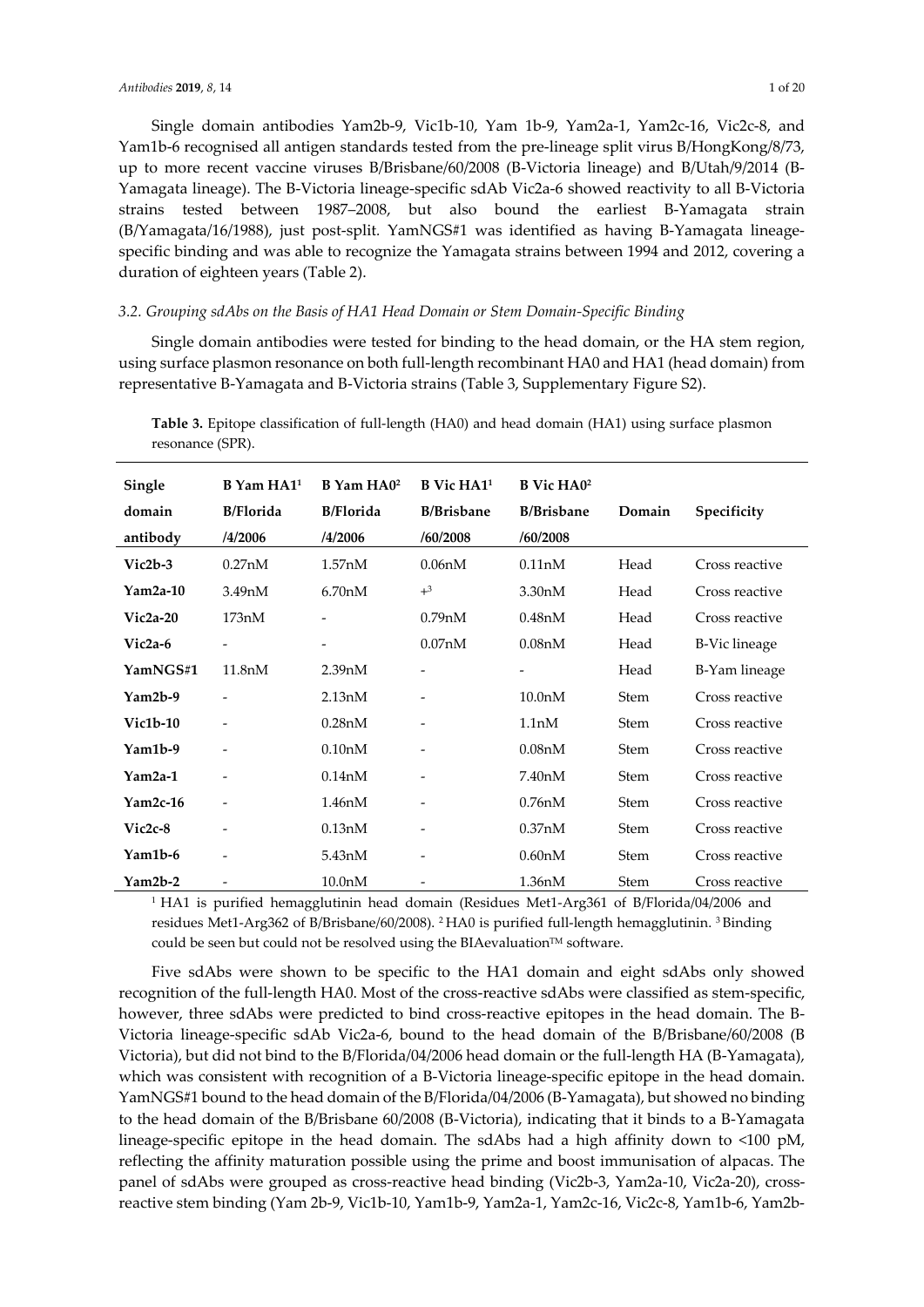Single domain antibodies Yam2b-9, Vic1b-10, Yam 1b-9, Yam2a-1, Yam2c-16, Vic2c-8, and Yam1b-6 recognised all antigen standards tested from the pre-lineage split virus B/HongKong/8/73, up to more recent vaccine viruses B/Brisbane/60/2008 (B-Victoria lineage) and B/Utah/9/2014 (B-Yamagata lineage). The B-Victoria lineage-specific sdAb Vic2a-6 showed reactivity to all B-Victoria strains tested between 1987–2008, but also bound the earliest B-Yamagata strain (B/Yamagata/16/1988), just post-split. YamNGS#1 was identified as having B-Yamagata lineage-specific binding and was able to recognize the Yamagata strains between 1994 and 2012, covering a duration of eighteen years (Table 2).

### 3.2. Grouping sdAbs on the Basis of HA1 Head Domain or Stem Domain-Specific Binding

Single domain antibodies were tested for binding to the head domain, or the HA stem region, using surface plasmon resonance on both full-length recombinant HA0 and HA1 (head domain) from representative B-Yamagata and B-Victoria strains (Table 3, Supplementary Figure S2).

**Table 3.** Epitope classification of full-length (HA0) and head domain (HA1) using surface plasmon resonance (SPR).

| Single domain antibody | B Yam HA1[1] B/Florida /4/2006 | B Yam HA0[2] B/Florida /4/2006 | B Vic HA1[1] B/Brisbane /60/2008 | B Vic HA0[2] B/Brisbane /60/2008 | Domain | Specificity |
|---|---|---|---|---|---|---|
| **Vic2b-3** | 0.27nM | 1.57nM | 0.06nM | 0.11nM | Head | Cross reactive |
| **Yam2a-10** | 3.49nM | 6.70nM | +[3] | 3.30nM | Head | Cross reactive |
| **Vic2a-20** | 173nM | - | 0.79nM | 0.48nM | Head | Cross reactive |
| **Vic2a-6** | - | - | 0.07nM | 0.08nM | Head | B-Vic lineage |
| **YamNGS#1** | 11.8nM | 2.39nM | - | - | Head | B-Yam lineage |
| **Yam2b-9** | - | 2.13nM | - | 10.0nM | Stem | Cross reactive |
| **Vic1b-10** | - | 0.28nM | - | 1.1nM | Stem | Cross reactive |
| **Yam1b-9** | - | 0.10nM | - | 0.08nM | Stem | Cross reactive |
| **Yam2a-1** | - | 0.14nM | - | 7.40nM | Stem | Cross reactive |
| **Yam2c-16** | - | 1.46nM | - | 0.76nM | Stem | Cross reactive |
| **Vic2c-8** | - | 0.13nM | - | 0.37nM | Stem | Cross reactive |
| **Yam1b-6** | - | 5.43nM | - | 0.60nM | Stem | Cross reactive |
| **Yam2b-2** | - | 10.0nM | - | 1.36nM | Stem | Cross reactive |

[1] HA1 is purified hemagglutinin head domain (Residues Met1-Arg361 of B/Florida/04/2006 and residues Met1-Arg362 of B/Brisbane/60/2008). [2] HA0 is purified full-length hemagglutinin. [3] Binding could be seen but could not be resolved using the BIAevaluation™ software.

Five sdAbs were shown to be specific to the HA1 domain and eight sdAbs only showed recognition of the full-length HA0. Most of the cross-reactive sdAbs were classified as stem-specific, however, three sdAbs were predicted to bind cross-reactive epitopes in the head domain. The B-Victoria lineage-specific sdAb Vic2a-6, bound to the head domain of the B/Brisbane/60/2008 (B Victoria), but did not bind to the B/Florida/04/2006 head domain or the full-length HA (B-Yamagata), which was consistent with recognition of a B-Victoria lineage-specific epitope in the head domain. YamNGS#1 bound to the head domain of the B/Florida/04/2006 (B-Yamagata), but showed no binding to the head domain of the B/Brisbane 60/2008 (B-Victoria), indicating that it binds to a B-Yamagata lineage-specific epitope in the head domain. The sdAbs had a high affinity down to <100 pM, reflecting the affinity maturation possible using the prime and boost immunisation of alpacas. The panel of sdAbs were grouped as cross-reactive head binding (Vic2b-3, Yam2a-10, Vic2a-20), cross-reactive stem binding (Yam 2b-9, Vic1b-10, Yam1b-9, Yam2a-1, Yam2c-16, Vic2c-8, Yam1b-6, Yam2b-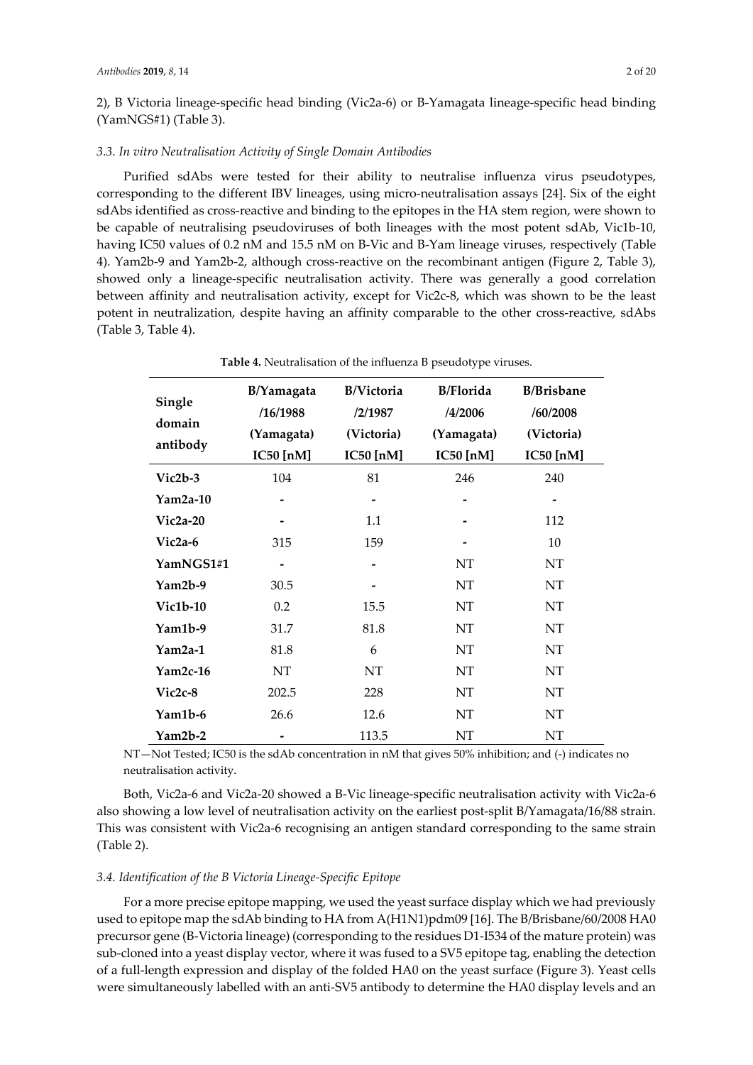2), B Victoria lineage-specific head binding (Vic2a-6) or B-Yamagata lineage-specific head binding (YamNGS#1) (Table 3).

### *3.3. In vitro Neutralisation Activity of Single Domain Antibodies*

Purified sdAbs were tested for their ability to neutralise influenza virus pseudotypes, corresponding to the different IBV lineages, using micro-neutralisation assays [24]. Six of the eight sdAbs identified as cross-reactive and binding to the epitopes in the HA stem region, were shown to be capable of neutralising pseudoviruses of both lineages with the most potent sdAb, Vic1b-10, having IC50 values of 0.2 nM and 15.5 nM on B-Vic and B-Yam lineage viruses, respectively (Table 4). Yam2b-9 and Yam2b-2, although cross-reactive on the recombinant antigen (Figure 2, Table 3), showed only a lineage-specific neutralisation activity. There was generally a good correlation between affinity and neutralisation activity, except for Vic2c-8, which was shown to be the least potent in neutralization, despite having an affinity comparable to the other cross-reactive, sdAbs (Table 3, Table 4).

**Table 4.** Neutralisation of the influenza B pseudotype viruses.

| Single domain antibody | B/Yamagata /16/1988 (Yamagata) IC50 [nM] | B/Victoria /2/1987 (Victoria) IC50 [nM] | B/Florida /4/2006 (Yamagata) IC50 [nM] | B/Brisbane /60/2008 (Victoria) IC50 [nM] |
|---|---|---|---|---|
| **Vic2b-3** | 104 | 81 | 246 | 240 |
| **Yam2a-10** | - | - | - | - |
| **Vic2a-20** | - | 1.1 | - | 112 |
| **Vic2a-6** | 315 | 159 | - | 10 |
| **YamNGS1#1** | - | - | NT | NT |
| **Yam2b-9** | 30.5 | - | NT | NT |
| **Vic1b-10** | 0.2 | 15.5 | NT | NT |
| **Yam1b-9** | 31.7 | 81.8 | NT | NT |
| **Yam2a-1** | 81.8 | 6 | NT | NT |
| **Yam2c-16** | NT | NT | NT | NT |
| **Vic2c-8** | 202.5 | 228 | NT | NT |
| **Yam1b-6** | 26.6 | 12.6 | NT | NT |
| **Yam2b-2** | - | 113.5 | NT | NT |

NT—Not Tested; IC50 is the sdAb concentration in nM that gives 50% inhibition; and (-) indicates no neutralisation activity.

Both, Vic2a-6 and Vic2a-20 showed a B-Vic lineage-specific neutralisation activity with Vic2a-6 also showing a low level of neutralisation activity on the earliest post-split B/Yamagata/16/88 strain. This was consistent with Vic2a-6 recognising an antigen standard corresponding to the same strain (Table 2).

### *3.4. Identification of the B Victoria Lineage-Specific Epitope*

For a more precise epitope mapping, we used the yeast surface display which we had previously used to epitope map the sdAb binding to HA from A(H1N1)pdm09 [16]. The B/Brisbane/60/2008 HA0 precursor gene (B-Victoria lineage) (corresponding to the residues D1-I534 of the mature protein) was sub-cloned into a yeast display vector, where it was fused to a SV5 epitope tag, enabling the detection of a full-length expression and display of the folded HA0 on the yeast surface (Figure 3). Yeast cells were simultaneously labelled with an anti-SV5 antibody to determine the HA0 display levels and an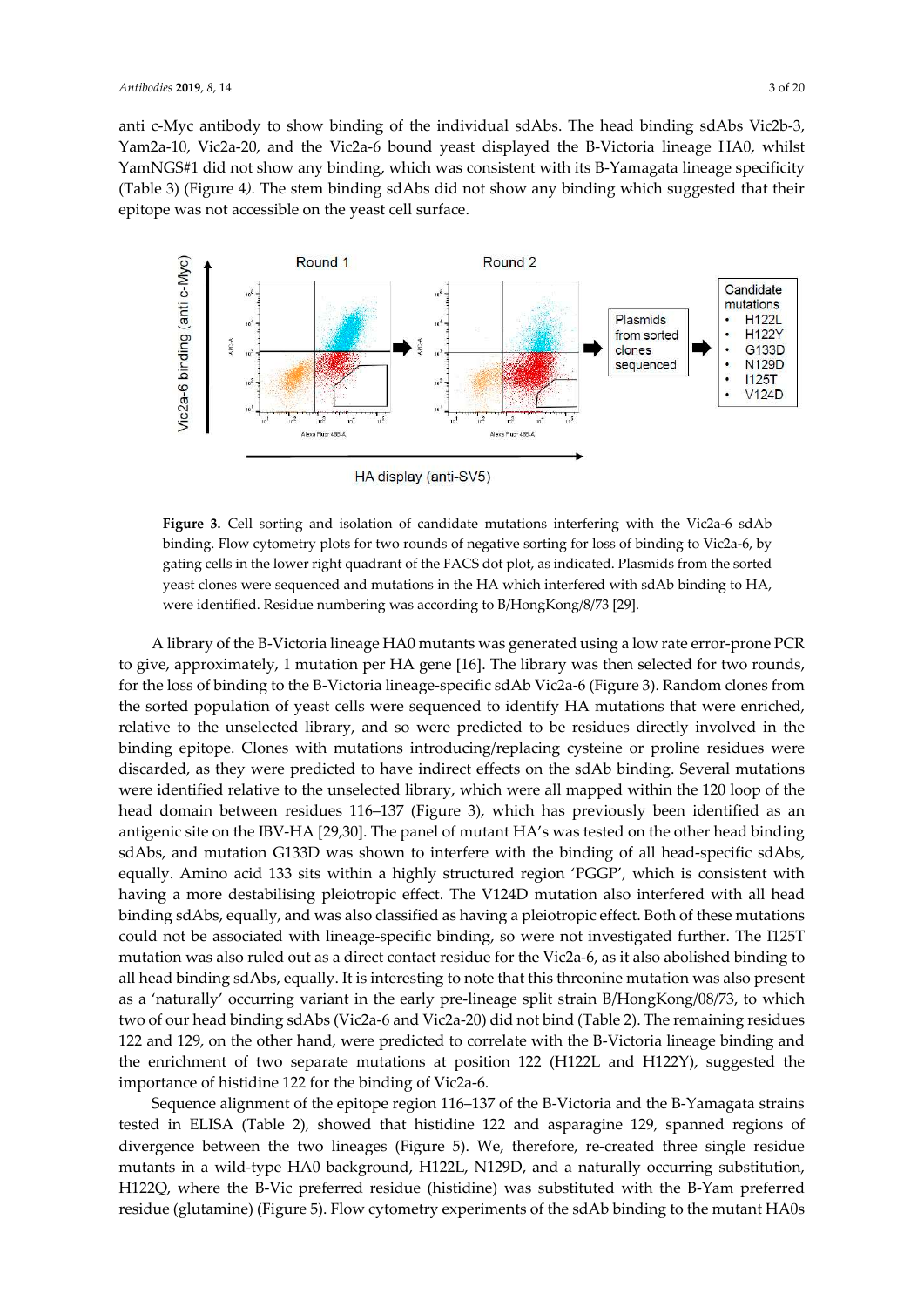anti c-Myc antibody to show binding of the individual sdAbs. The head binding sdAbs Vic2b-3, Yam2a-10, Vic2a-20, and the Vic2a-6 bound yeast displayed the B-Victoria lineage HA0, whilst YamNGS#1 did not show any binding, which was consistent with its B-Yamagata lineage specificity (Table 3) (Figure 4). The stem binding sdAbs did not show any binding which suggested that their epitope was not accessible on the yeast cell surface.

**Figure 3.** Cell sorting and isolation of candidate mutations interfering with the Vic2a-6 sdAb binding. Flow cytometry plots for two rounds of negative sorting for loss of binding to Vic2a-6, by gating cells in the lower right quadrant of the FACS dot plot, as indicated. Plasmids from the sorted yeast clones were sequenced and mutations in the HA which interfered with sdAb binding to HA, were identified. Residue numbering was according to B/HongKong/8/73 [29].

A library of the B-Victoria lineage HA0 mutants was generated using a low rate error-prone PCR to give, approximately, 1 mutation per HA gene [16]. The library was then selected for two rounds, for the loss of binding to the B-Victoria lineage-specific sdAb Vic2a-6 (Figure 3). Random clones from the sorted population of yeast cells were sequenced to identify HA mutations that were enriched, relative to the unselected library, and so were predicted to be residues directly involved in the binding epitope. Clones with mutations introducing/replacing cysteine or proline residues were discarded, as they were predicted to have indirect effects on the sdAb binding. Several mutations were identified relative to the unselected library, which were all mapped within the 120 loop of the head domain between residues 116–137 (Figure 3), which has previously been identified as an antigenic site on the IBV-HA [29,30]. The panel of mutant HA's was tested on the other head binding sdAbs, and mutation G133D was shown to interfere with the binding of all head-specific sdAbs, equally. Amino acid 133 sits within a highly structured region 'PGGP', which is consistent with having a more destabilising pleiotropic effect. The V124D mutation also interfered with all head binding sdAbs, equally, and was also classified as having a pleiotropic effect. Both of these mutations could not be associated with lineage-specific binding, so were not investigated further. The I125T mutation was also ruled out as a direct contact residue for the Vic2a-6, as it also abolished binding to all head binding sdAbs, equally. It is interesting to note that this threonine mutation was also present as a 'naturally' occurring variant in the early pre-lineage split strain B/HongKong/08/73, to which two of our head binding sdAbs (Vic2a-6 and Vic2a-20) did not bind (Table 2). The remaining residues 122 and 129, on the other hand, were predicted to correlate with the B-Victoria lineage binding and the enrichment of two separate mutations at position 122 (H122L and H122Y), suggested the importance of histidine 122 for the binding of Vic2a-6.

Sequence alignment of the epitope region 116–137 of the B-Victoria and the B-Yamagata strains tested in ELISA (Table 2), showed that histidine 122 and asparagine 129, spanned regions of divergence between the two lineages (Figure 5). We, therefore, re-created three single residue mutants in a wild-type HA0 background, H122L, N129D, and a naturally occurring substitution, H122Q, where the B-Vic preferred residue (histidine) was substituted with the B-Yam preferred residue (glutamine) (Figure 5). Flow cytometry experiments of the sdAb binding to the mutant HA0s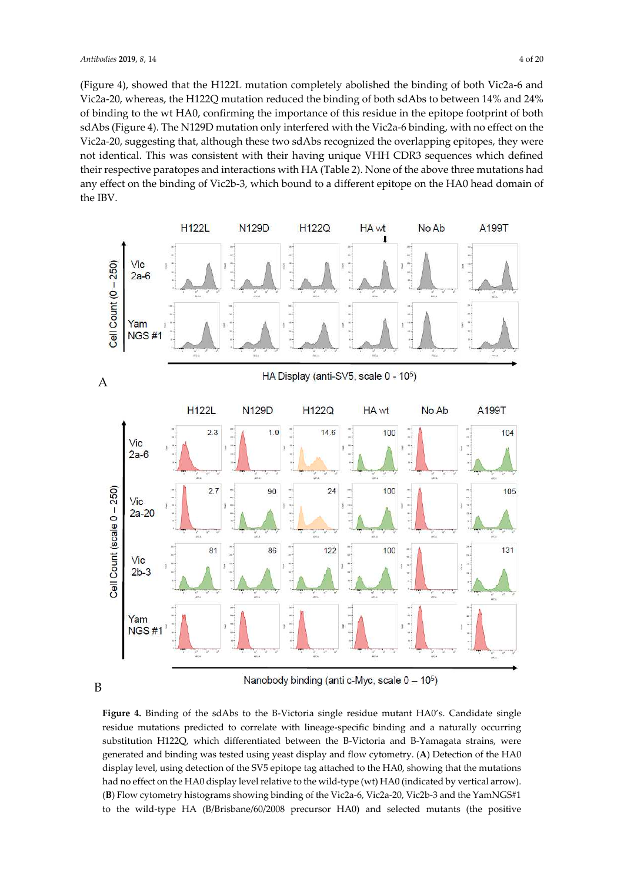(Figure 4), showed that the H122L mutation completely abolished the binding of both Vic2a-6 and Vic2a-20, whereas, the H122Q mutation reduced the binding of both sdAbs to between 14% and 24% of binding to the wt HA0, confirming the importance of this residue in the epitope footprint of both sdAbs (Figure 4). The N129D mutation only interfered with the Vic2a-6 binding, with no effect on the Vic2a-20, suggesting that, although these two sdAbs recognized the overlapping epitopes, they were not identical. This was consistent with their having unique VHH CDR3 sequences which defined their respective paratopes and interactions with HA (Table 2). None of the above three mutations had any effect on the binding of Vic2b-3, which bound to a different epitope on the HA0 head domain of the IBV.

**Figure 4.** Binding of the sdAbs to the B-Victoria single residue mutant HA0's. Candidate single residue mutations predicted to correlate with lineage-specific binding and a naturally occurring substitution H122Q, which differentiated between the B-Victoria and B-Yamagata strains, were generated and binding was tested using yeast display and flow cytometry. (**A**) Detection of the HA0 display level, using detection of the SV5 epitope tag attached to the HA0, showing that the mutations had no effect on the HA0 display level relative to the wild-type (wt) HA0 (indicated by vertical arrow). (**B**) Flow cytometry histograms showing binding of the Vic2a-6, Vic2a-20, Vic2b-3 and the YamNGS#1 to the wild-type HA (B/Brisbane/60/2008 precursor HA0) and selected mutants (the positive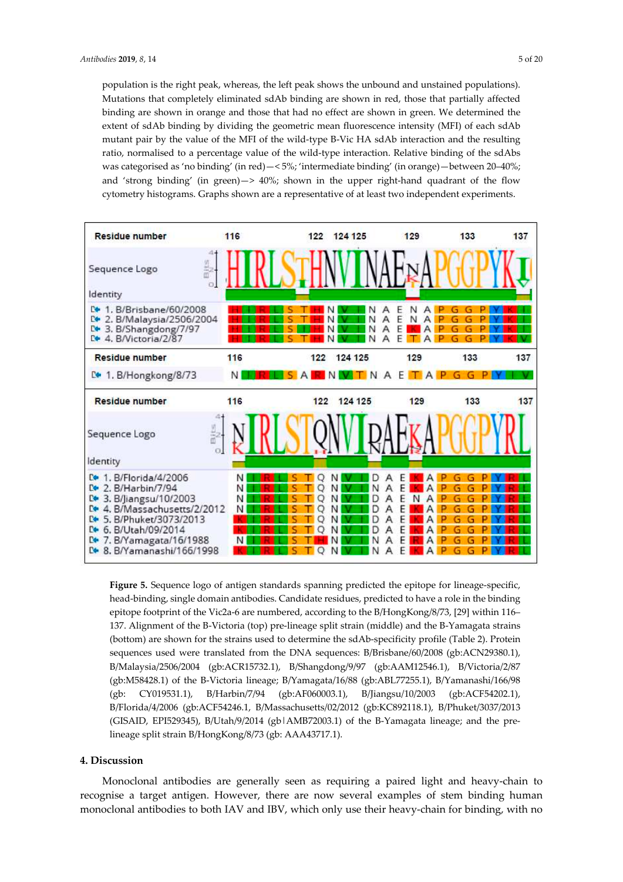population is the right peak, whereas, the left peak shows the unbound and unstained populations). Mutations that completely eliminated sdAb binding are shown in red, those that partially affected binding are shown in orange and those that had no effect are shown in green. We determined the extent of sdAb binding by dividing the geometric mean fluorescence intensity (MFI) of each sdAb mutant pair by the value of the MFI of the wild-type B-Vic HA sdAb interaction and the resulting ratio, normalised to a percentage value of the wild-type interaction. Relative binding of the sdAbs was categorised as 'no binding' (in red)—< 5%; 'intermediate binding' (in orange)—between 20–40%; and 'strong binding' (in green)—> 40%; shown in the upper right-hand quadrant of the flow cytometry histograms. Graphs shown are a representative of at least two independent experiments.

| Residue number | 116 | | | | | | 122 | | 124 | 125 | | | | 129 | | | | 133 | | | | 137 |
|---|---|---|---|---|---|---|---|---|---|---|---|---|---|---|---|---|---|---|---|---|---|---|
| 1. B/Brisbane/60/2008 | H | I | R | L | S | T | H | N | V | I | N | A | E | N | A | P | G | G | P | Y | K | I |
| 2. B/Malaysia/2506/2004 | H | I | R | L | S | T | H | N | V | I | N | A | E | N | A | P | G | G | P | Y | K | I |
| 3. B/Shangdong/7/97 | H | I | R | L | S | I | H | N | V | I | N | A | E | K | A | P | G | G | P | Y | K | I |
| 4. B/Victoria/2/87 | H | I | R | L | S | T | H | N | V | I | N | A | E | T | A | P | G | G | P | Y | K | V |

| Residue number | 116 | | | | | | 122 | | 124 | 125 | | | | 129 | | | | 133 | | | | 137 |
|---|---|---|---|---|---|---|---|---|---|---|---|---|---|---|---|---|---|---|---|---|---|---|
| 1. B/Hongkong/8/73 | N | I | R | L | S | A | R | N | V | T | N | A | E | T | A | P | G | G | P | Y | I | V |

| Residue number | 116 | | | | | | 122 | | 124 | 125 | | | | 129 | | | | 133 | | | | 137 |
|---|---|---|---|---|---|---|---|---|---|---|---|---|---|---|---|---|---|---|---|---|---|---|
| 1. B/Florida/4/2006 | N | I | R | L | S | T | Q | N | V | I | D | A | E | K | A | P | G | G | P | Y | R | L |
| 2. B/Harbin/7/94 | N | I | R | L | S | T | Q | N | V | I | N | A | E | K | A | P | G | G | P | Y | R | L |
| 3. B/Jiangsu/10/2003 | N | I | R | L | S | T | Q | N | V | I | D | A | E | N | A | P | G | G | P | Y | R | L |
| 4. B/Massachusetts/2/2012 | N | I | R | L | S | T | Q | N | V | I | D | A | E | K | A | P | G | G | P | Y | R | L |
| 5. B/Phuket/3073/2013 | K | I | R | L | S | T | Q | N | V | I | D | A | E | K | A | P | G | G | P | Y | R | L |
| 6. B/Utah/09/2014 | K | I | R | L | S | T | Q | N | V | I | D | A | E | K | A | P | G | G | P | Y | R | L |
| 7. B/Yamagata/16/1988 | N | I | R | L | S | T | H | N | V | I | N | A | E | R | A | P | G | G | P | Y | R | L |
| 8. B/Yamanashi/166/1998 | K | I | R | L | S | T | Q | N | V | I | N | A | E | K | A | P | G | G | P | Y | R | L |

**Figure 5.** Sequence logo of antigen standards spanning predicted the epitope for lineage-specific, head-binding, single domain antibodies. Candidate residues, predicted to have a role in the binding epitope footprint of the Vic2a-6 are numbered, according to the B/HongKong/8/73, [29] within 116–137. Alignment of the B-Victoria (top) pre-lineage split strain (middle) and the B-Yamagata strains (bottom) are shown for the strains used to determine the sdAb-specificity profile (Table 2). Protein sequences used were translated from the DNA sequences: B/Brisbane/60/2008 (gb:ACN29380.1), B/Malaysia/2506/2004 (gb:ACR15732.1), B/Shangdong/9/97 (gb:AAM12546.1), B/Victoria/2/87 (gb:M58428.1) of the B-Victoria lineage; B/Yamagata/16/88 (gb:ABL77255.1), B/Yamanashi/166/98 (gb: CY019531.1), B/Harbin/7/94 (gb:AF060003.1), B/Jiangsu/10/2003 (gb:ACF54202.1), B/Florida/4/2006 (gb:ACF54246.1, B/Massachusetts/02/2012 (gb:KC892118.1), B/Phuket/3037/2013 (GISAID, EPI529345), B/Utah/9/2014 (gb|AMB72003.1) of the B-Yamagata lineage; and the pre-lineage split strain B/HongKong/8/73 (gb: AAA43717.1).

## 4. Discussion

Monoclonal antibodies are generally seen as requiring a paired light and heavy-chain to recognise a target antigen. However, there are now several examples of stem binding human monoclonal antibodies to both IAV and IBV, which only use their heavy-chain for binding, with no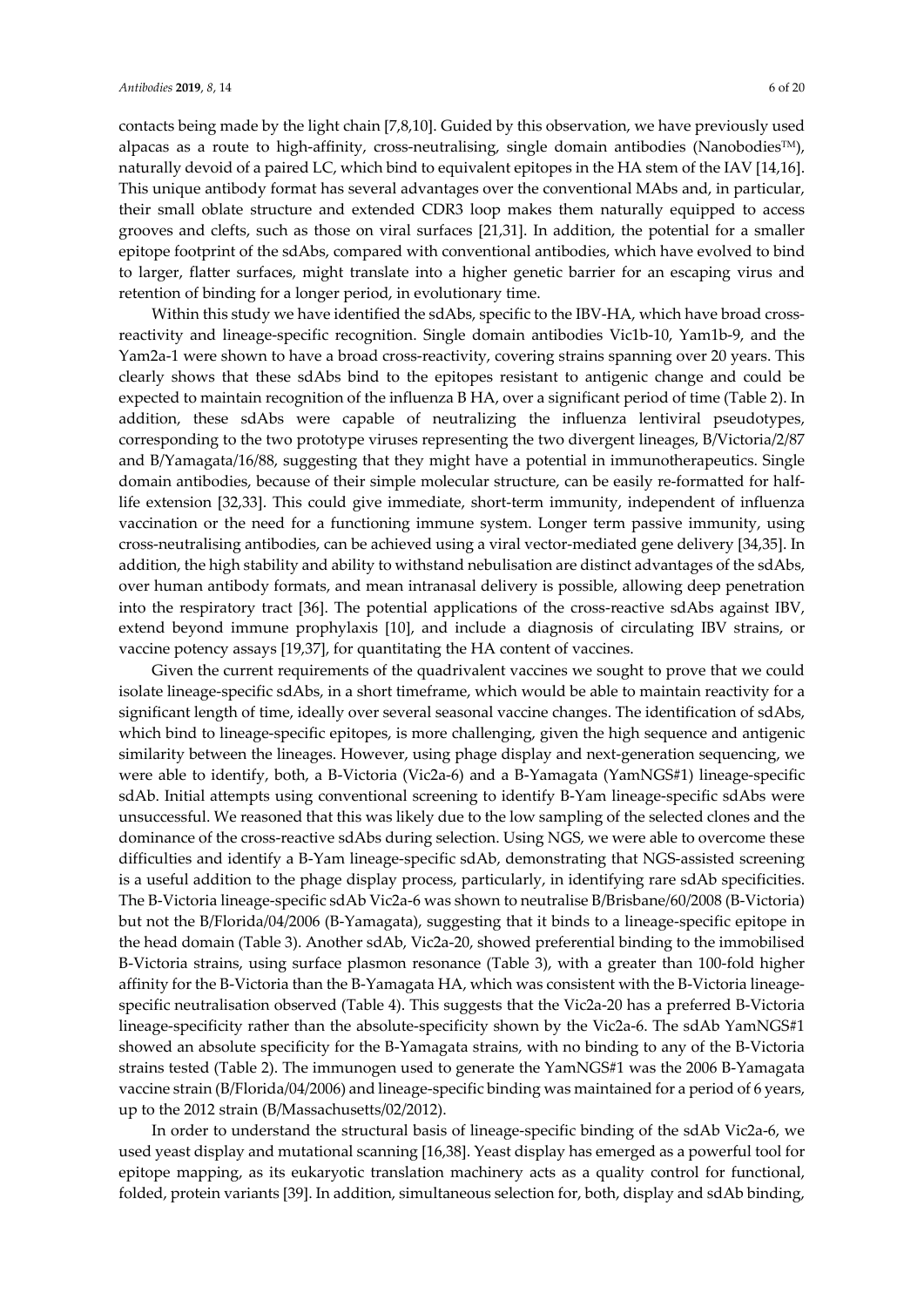contacts being made by the light chain [7,8,10]. Guided by this observation, we have previously used alpacas as a route to high-affinity, cross-neutralising, single domain antibodies (Nanobodies™), naturally devoid of a paired LC, which bind to equivalent epitopes in the HA stem of the IAV [14,16]. This unique antibody format has several advantages over the conventional MAbs and, in particular, their small oblate structure and extended CDR3 loop makes them naturally equipped to access grooves and clefts, such as those on viral surfaces [21,31]. In addition, the potential for a smaller epitope footprint of the sdAbs, compared with conventional antibodies, which have evolved to bind to larger, flatter surfaces, might translate into a higher genetic barrier for an escaping virus and retention of binding for a longer period, in evolutionary time.

Within this study we have identified the sdAbs, specific to the IBV-HA, which have broad cross-reactivity and lineage-specific recognition. Single domain antibodies Vic1b-10, Yam1b-9, and the Yam2a-1 were shown to have a broad cross-reactivity, covering strains spanning over 20 years. This clearly shows that these sdAbs bind to the epitopes resistant to antigenic change and could be expected to maintain recognition of the influenza B HA, over a significant period of time (Table 2). In addition, these sdAbs were capable of neutralizing the influenza lentiviral pseudotypes, corresponding to the two prototype viruses representing the two divergent lineages, B/Victoria/2/87 and B/Yamagata/16/88, suggesting that they might have a potential in immunotherapeutics. Single domain antibodies, because of their simple molecular structure, can be easily re-formatted for half-life extension [32,33]. This could give immediate, short-term immunity, independent of influenza vaccination or the need for a functioning immune system. Longer term passive immunity, using cross-neutralising antibodies, can be achieved using a viral vector-mediated gene delivery [34,35]. In addition, the high stability and ability to withstand nebulisation are distinct advantages of the sdAbs, over human antibody formats, and mean intranasal delivery is possible, allowing deep penetration into the respiratory tract [36]. The potential applications of the cross-reactive sdAbs against IBV, extend beyond immune prophylaxis [10], and include a diagnosis of circulating IBV strains, or vaccine potency assays [19,37], for quantitating the HA content of vaccines.

Given the current requirements of the quadrivalent vaccines we sought to prove that we could isolate lineage-specific sdAbs, in a short timeframe, which would be able to maintain reactivity for a significant length of time, ideally over several seasonal vaccine changes. The identification of sdAbs, which bind to lineage-specific epitopes, is more challenging, given the high sequence and antigenic similarity between the lineages. However, using phage display and next-generation sequencing, we were able to identify, both, a B-Victoria (Vic2a-6) and a B-Yamagata (YamNGS#1) lineage-specific sdAb. Initial attempts using conventional screening to identify B-Yam lineage-specific sdAbs were unsuccessful. We reasoned that this was likely due to the low sampling of the selected clones and the dominance of the cross-reactive sdAbs during selection. Using NGS, we were able to overcome these difficulties and identify a B-Yam lineage-specific sdAb, demonstrating that NGS-assisted screening is a useful addition to the phage display process, particularly, in identifying rare sdAb specificities. The B-Victoria lineage-specific sdAb Vic2a-6 was shown to neutralise B/Brisbane/60/2008 (B-Victoria) but not the B/Florida/04/2006 (B-Yamagata), suggesting that it binds to a lineage-specific epitope in the head domain (Table 3). Another sdAb, Vic2a-20, showed preferential binding to the immobilised B-Victoria strains, using surface plasmon resonance (Table 3), with a greater than 100-fold higher affinity for the B-Victoria than the B-Yamagata HA, which was consistent with the B-Victoria lineage-specific neutralisation observed (Table 4). This suggests that the Vic2a-20 has a preferred B-Victoria lineage-specificity rather than the absolute-specificity shown by the Vic2a-6. The sdAb YamNGS#1 showed an absolute specificity for the B-Yamagata strains, with no binding to any of the B-Victoria strains tested (Table 2). The immunogen used to generate the YamNGS#1 was the 2006 B-Yamagata vaccine strain (B/Florida/04/2006) and lineage-specific binding was maintained for a period of 6 years, up to the 2012 strain (B/Massachusetts/02/2012).

In order to understand the structural basis of lineage-specific binding of the sdAb Vic2a-6, we used yeast display and mutational scanning [16,38]. Yeast display has emerged as a powerful tool for epitope mapping, as its eukaryotic translation machinery acts as a quality control for functional, folded, protein variants [39]. In addition, simultaneous selection for, both, display and sdAb binding,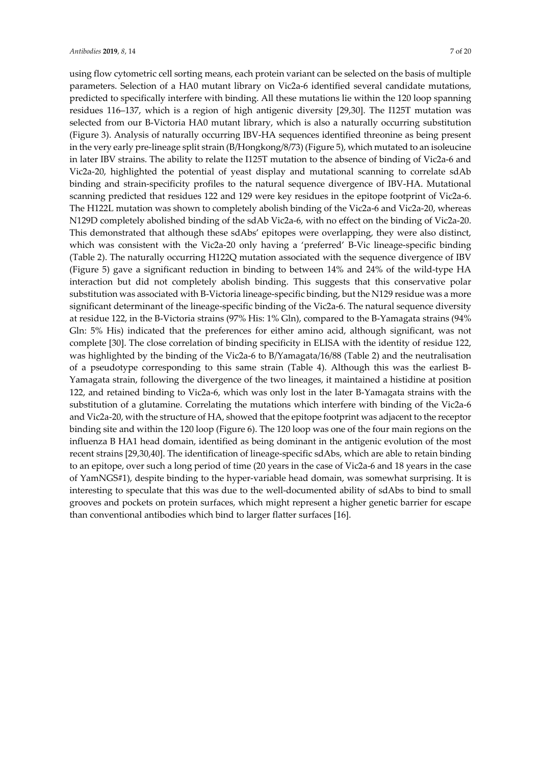using flow cytometric cell sorting means, each protein variant can be selected on the basis of multiple parameters. Selection of a HA0 mutant library on Vic2a-6 identified several candidate mutations, predicted to specifically interfere with binding. All these mutations lie within the 120 loop spanning residues 116–137, which is a region of high antigenic diversity [29,30]. The I125T mutation was selected from our B-Victoria HA0 mutant library, which is also a naturally occurring substitution (Figure 3). Analysis of naturally occurring IBV-HA sequences identified threonine as being present in the very early pre-lineage split strain (B/Hongkong/8/73) (Figure 5), which mutated to an isoleucine in later IBV strains. The ability to relate the I125T mutation to the absence of binding of Vic2a-6 and Vic2a-20, highlighted the potential of yeast display and mutational scanning to correlate sdAb binding and strain-specificity profiles to the natural sequence divergence of IBV-HA. Mutational scanning predicted that residues 122 and 129 were key residues in the epitope footprint of Vic2a-6. The H122L mutation was shown to completely abolish binding of the Vic2a-6 and Vic2a-20, whereas N129D completely abolished binding of the sdAb Vic2a-6, with no effect on the binding of Vic2a-20. This demonstrated that although these sdAbs' epitopes were overlapping, they were also distinct, which was consistent with the Vic2a-20 only having a 'preferred' B-Vic lineage-specific binding (Table 2). The naturally occurring H122Q mutation associated with the sequence divergence of IBV (Figure 5) gave a significant reduction in binding to between 14% and 24% of the wild-type HA interaction but did not completely abolish binding. This suggests that this conservative polar substitution was associated with B-Victoria lineage-specific binding, but the N129 residue was a more significant determinant of the lineage-specific binding of the Vic2a-6. The natural sequence diversity at residue 122, in the B-Victoria strains (97% His: 1% Gln), compared to the B-Yamagata strains (94% Gln: 5% His) indicated that the preferences for either amino acid, although significant, was not complete [30]. The close correlation of binding specificity in ELISA with the identity of residue 122, was highlighted by the binding of the Vic2a-6 to B/Yamagata/16/88 (Table 2) and the neutralisation of a pseudotype corresponding to this same strain (Table 4). Although this was the earliest B-Yamagata strain, following the divergence of the two lineages, it maintained a histidine at position 122, and retained binding to Vic2a-6, which was only lost in the later B-Yamagata strains with the substitution of a glutamine. Correlating the mutations which interfere with binding of the Vic2a-6 and Vic2a-20, with the structure of HA, showed that the epitope footprint was adjacent to the receptor binding site and within the 120 loop (Figure 6). The 120 loop was one of the four main regions on the influenza B HA1 head domain, identified as being dominant in the antigenic evolution of the most recent strains [29,30,40]. The identification of lineage-specific sdAbs, which are able to retain binding to an epitope, over such a long period of time (20 years in the case of Vic2a-6 and 18 years in the case of YamNGS#1), despite binding to the hyper-variable head domain, was somewhat surprising. It is interesting to speculate that this was due to the well-documented ability of sdAbs to bind to small grooves and pockets on protein surfaces, which might represent a higher genetic barrier for escape than conventional antibodies which bind to larger flatter surfaces [16].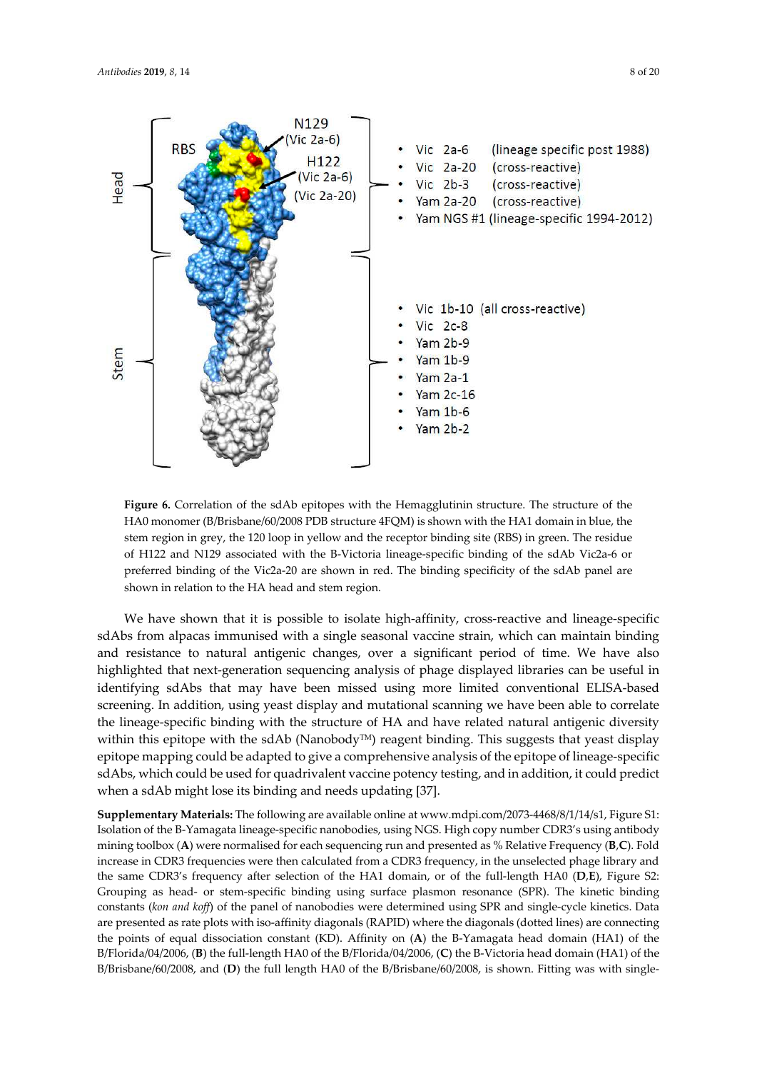**Figure 6.** Correlation of the sdAb epitopes with the Hemagglutinin structure. The structure of the HA0 monomer (B/Brisbane/60/2008 PDB structure 4FQM) is shown with the HA1 domain in blue, the stem region in grey, the 120 loop in yellow and the receptor binding site (RBS) in green. The residue of H122 and N129 associated with the B-Victoria lineage-specific binding of the sdAb Vic2a-6 or preferred binding of the Vic2a-20 are shown in red. The binding specificity of the sdAb panel are shown in relation to the HA head and stem region.

We have shown that it is possible to isolate high-affinity, cross-reactive and lineage-specific sdAbs from alpacas immunised with a single seasonal vaccine strain, which can maintain binding and resistance to natural antigenic changes, over a significant period of time. We have also highlighted that next-generation sequencing analysis of phage displayed libraries can be useful in identifying sdAbs that may have been missed using more limited conventional ELISA-based screening. In addition, using yeast display and mutational scanning we have been able to correlate the lineage-specific binding with the structure of HA and have related natural antigenic diversity within this epitope with the sdAb (Nanobody™) reagent binding. This suggests that yeast display epitope mapping could be adapted to give a comprehensive analysis of the epitope of lineage-specific sdAbs, which could be used for quadrivalent vaccine potency testing, and in addition, it could predict when a sdAb might lose its binding and needs updating [37].

**Supplementary Materials:** The following are available online at www.mdpi.com/2073-4468/8/1/14/s1, Figure S1: Isolation of the B-Yamagata lineage-specific nanobodies, using NGS. High copy number CDR3's using antibody mining toolbox (**A**) were normalised for each sequencing run and presented as % Relative Frequency (**B**,**C**). Fold increase in CDR3 frequencies were then calculated from a CDR3 frequency, in the unselected phage library and the same CDR3's frequency after selection of the HA1 domain, or of the full-length HA0 (**D**,**E**), Figure S2: Grouping as head- or stem-specific binding using surface plasmon resonance (SPR). The kinetic binding constants (*kon and koff*) of the panel of nanobodies were determined using SPR and single-cycle kinetics. Data are presented as rate plots with iso-affinity diagonals (RAPID) where the diagonals (dotted lines) are connecting the points of equal dissociation constant (KD). Affinity on (**A**) the B-Yamagata head domain (HA1) of the B/Florida/04/2006, (**B**) the full-length HA0 of the B/Florida/04/2006, (**C**) the B-Victoria head domain (HA1) of the B/Brisbane/60/2008, and (**D**) the full length HA0 of the B/Brisbane/60/2008, is shown. Fitting was with single-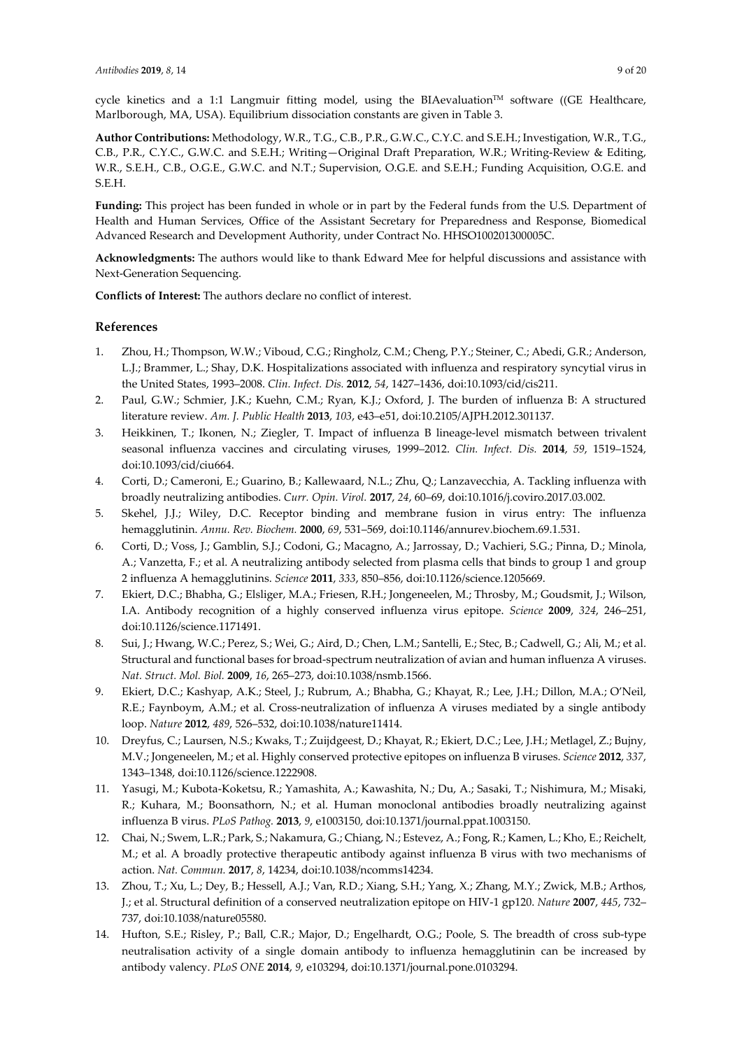cycle kinetics and a 1:1 Langmuir fitting model, using the BIAevaluation™ software ((GE Healthcare, Marlborough, MA, USA). Equilibrium dissociation constants are given in Table 3.

**Author Contributions:** Methodology, W.R., T.G., C.B., P.R., G.W.C., C.Y.C. and S.E.H.; Investigation, W.R., T.G., C.B., P.R., C.Y.C., G.W.C. and S.E.H.; Writing—Original Draft Preparation, W.R.; Writing-Review & Editing, W.R., S.E.H., C.B., O.G.E., G.W.C. and N.T.; Supervision, O.G.E. and S.E.H.; Funding Acquisition, O.G.E. and S.E.H.

**Funding:** This project has been funded in whole or in part by the Federal funds from the U.S. Department of Health and Human Services, Office of the Assistant Secretary for Preparedness and Response, Biomedical Advanced Research and Development Authority, under Contract No. HHSO100201300005C.

**Acknowledgments:** The authors would like to thank Edward Mee for helpful discussions and assistance with Next-Generation Sequencing.

**Conflicts of Interest:** The authors declare no conflict of interest.

## References

1. Zhou, H.; Thompson, W.W.; Viboud, C.G.; Ringholz, C.M.; Cheng, P.Y.; Steiner, C.; Abedi, G.R.; Anderson, L.J.; Brammer, L.; Shay, D.K. Hospitalizations associated with influenza and respiratory syncytial virus in the United States, 1993–2008. *Clin. Infect. Dis.* **2012**, *54*, 1427–1436, doi:10.1093/cid/cis211.
2. Paul, G.W.; Schmier, J.K.; Kuehn, C.M.; Ryan, K.J.; Oxford, J. The burden of influenza B: A structured literature review. *Am. J. Public Health* **2013**, *103*, e43–e51, doi:10.2105/AJPH.2012.301137.
3. Heikkinen, T.; Ikonen, N.; Ziegler, T. Impact of influenza B lineage-level mismatch between trivalent seasonal influenza vaccines and circulating viruses, 1999–2012. *Clin. Infect. Dis.* **2014**, *59*, 1519–1524, doi:10.1093/cid/ciu664.
4. Corti, D.; Cameroni, E.; Guarino, B.; Kallewaard, N.L.; Zhu, Q.; Lanzavecchia, A. Tackling influenza with broadly neutralizing antibodies. *Curr. Opin. Virol.* **2017**, *24*, 60–69, doi:10.1016/j.coviro.2017.03.002.
5. Skehel, J.J.; Wiley, D.C. Receptor binding and membrane fusion in virus entry: The influenza hemagglutinin. *Annu. Rev. Biochem.* **2000**, *69*, 531–569, doi:10.1146/annurev.biochem.69.1.531.
6. Corti, D.; Voss, J.; Gamblin, S.J.; Codoni, G.; Macagno, A.; Jarrossay, D.; Vachieri, S.G.; Pinna, D.; Minola, A.; Vanzetta, F.; et al. A neutralizing antibody selected from plasma cells that binds to group 1 and group 2 influenza A hemagglutinins. *Science* **2011**, *333*, 850–856, doi:10.1126/science.1205669.
7. Ekiert, D.C.; Bhabha, G.; Elsliger, M.A.; Friesen, R.H.; Jongeneelen, M.; Throsby, M.; Goudsmit, J.; Wilson, I.A. Antibody recognition of a highly conserved influenza virus epitope. *Science* **2009**, *324*, 246–251, doi:10.1126/science.1171491.
8. Sui, J.; Hwang, W.C.; Perez, S.; Wei, G.; Aird, D.; Chen, L.M.; Santelli, E.; Stec, B.; Cadwell, G.; Ali, M.; et al. Structural and functional bases for broad-spectrum neutralization of avian and human influenza A viruses. *Nat. Struct. Mol. Biol.* **2009**, *16*, 265–273, doi:10.1038/nsmb.1566.
9. Ekiert, D.C.; Kashyap, A.K.; Steel, J.; Rubrum, A.; Bhabha, G.; Khayat, R.; Lee, J.H.; Dillon, M.A.; O'Neil, R.E.; Faynboym, A.M.; et al. Cross-neutralization of influenza A viruses mediated by a single antibody loop. *Nature* **2012**, *489*, 526–532, doi:10.1038/nature11414.
10. Dreyfus, C.; Laursen, N.S.; Kwaks, T.; Zuijdgeest, D.; Khayat, R.; Ekiert, D.C.; Lee, J.H.; Metlagel, Z.; Bujny, M.V.; Jongeneelen, M.; et al. Highly conserved protective epitopes on influenza B viruses. *Science* **2012**, *337*, 1343–1348, doi:10.1126/science.1222908.
11. Yasugi, M.; Kubota-Koketsu, R.; Yamashita, A.; Kawashita, N.; Du, A.; Sasaki, T.; Nishimura, M.; Misaki, R.; Kuhara, M.; Boonsathorn, N.; et al. Human monoclonal antibodies broadly neutralizing against influenza B virus. *PLoS Pathog.* **2013**, *9*, e1003150, doi:10.1371/journal.ppat.1003150.
12. Chai, N.; Swem, L.R.; Park, S.; Nakamura, G.; Chiang, N.; Estevez, A.; Fong, R.; Kamen, L.; Kho, E.; Reichelt, M.; et al. A broadly protective therapeutic antibody against influenza B virus with two mechanisms of action. *Nat. Commun.* **2017**, *8*, 14234, doi:10.1038/ncomms14234.
13. Zhou, T.; Xu, L.; Dey, B.; Hessell, A.J.; Van, R.D.; Xiang, S.H.; Yang, X.; Zhang, M.Y.; Zwick, M.B.; Arthos, J.; et al. Structural definition of a conserved neutralization epitope on HIV-1 gp120. *Nature* **2007**, *445*, 732–737, doi:10.1038/nature05580.
14. Hufton, S.E.; Risley, P.; Ball, C.R.; Major, D.; Engelhardt, O.G.; Poole, S. The breadth of cross sub-type neutralisation activity of a single domain antibody to influenza hemagglutinin can be increased by antibody valency. *PLoS ONE* **2014**, *9*, e103294, doi:10.1371/journal.pone.0103294.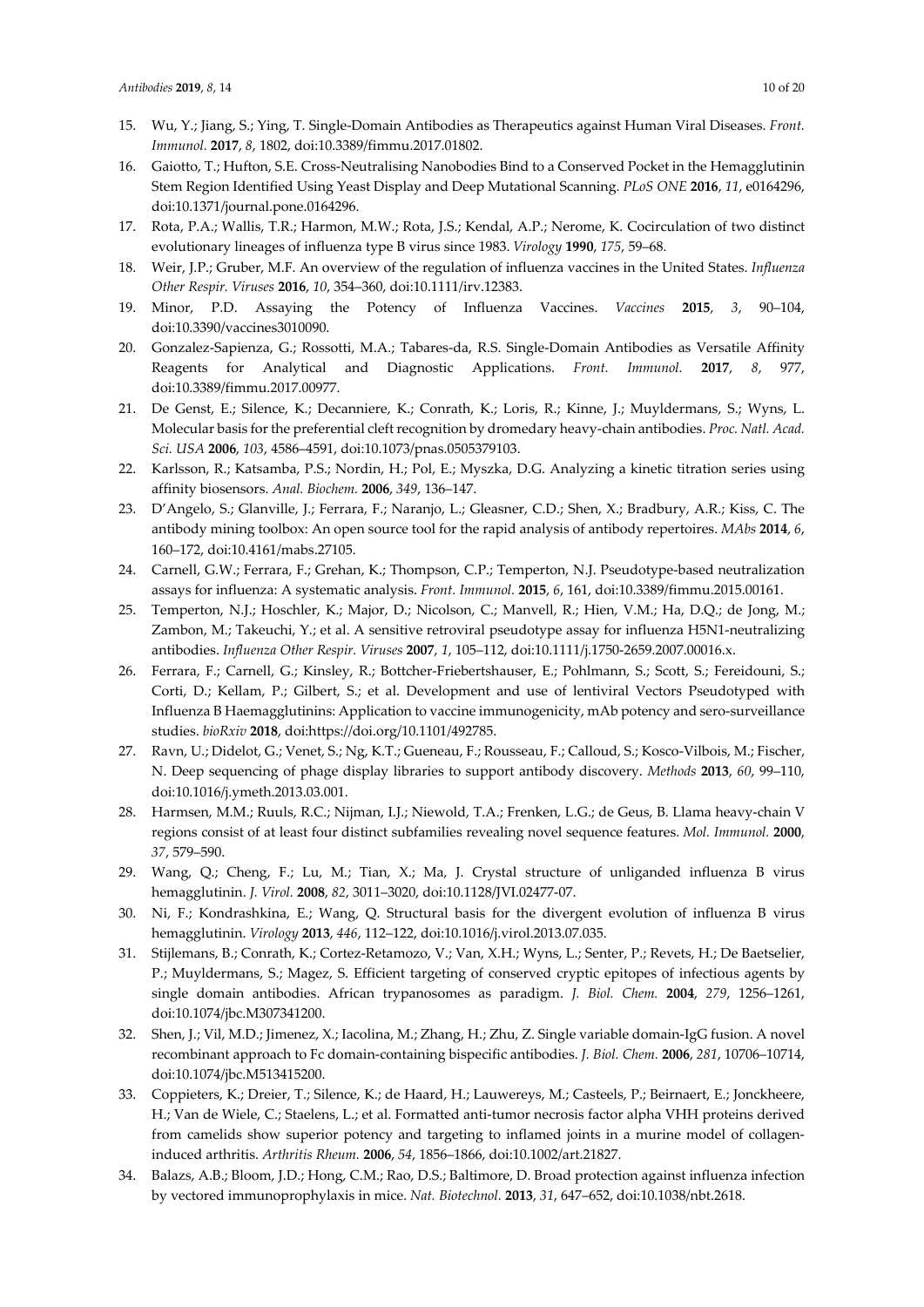15. Wu, Y.; Jiang, S.; Ying, T. Single-Domain Antibodies as Therapeutics against Human Viral Diseases. *Front. Immunol.* **2017**, *8*, 1802, doi:10.3389/fimmu.2017.01802.
16. Gaiotto, T.; Hufton, S.E. Cross-Neutralising Nanobodies Bind to a Conserved Pocket in the Hemagglutinin Stem Region Identified Using Yeast Display and Deep Mutational Scanning. *PLoS ONE* **2016**, *11*, e0164296, doi:10.1371/journal.pone.0164296.
17. Rota, P.A.; Wallis, T.R.; Harmon, M.W.; Rota, J.S.; Kendal, A.P.; Nerome, K. Cocirculation of two distinct evolutionary lineages of influenza type B virus since 1983. *Virology* **1990**, *175*, 59–68.
18. Weir, J.P.; Gruber, M.F. An overview of the regulation of influenza vaccines in the United States. *Influenza Other Respir. Viruses* **2016**, *10*, 354–360, doi:10.1111/irv.12383.
19. Minor, P.D. Assaying the Potency of Influenza Vaccines. *Vaccines* **2015**, *3*, 90–104, doi:10.3390/vaccines3010090.
20. Gonzalez-Sapienza, G.; Rossotti, M.A.; Tabares-da, R.S. Single-Domain Antibodies as Versatile Affinity Reagents for Analytical and Diagnostic Applications. *Front. Immunol.* **2017**, *8*, 977, doi:10.3389/fimmu.2017.00977.
21. De Genst, E.; Silence, K.; Decanniere, K.; Conrath, K.; Loris, R.; Kinne, J.; Muyldermans, S.; Wyns, L. Molecular basis for the preferential cleft recognition by dromedary heavy-chain antibodies. *Proc. Natl. Acad. Sci. USA* **2006**, *103*, 4586–4591, doi:10.1073/pnas.0505379103.
22. Karlsson, R.; Katsamba, P.S.; Nordin, H.; Pol, E.; Myszka, D.G. Analyzing a kinetic titration series using affinity biosensors. *Anal. Biochem.* **2006**, *349*, 136–147.
23. D'Angelo, S.; Glanville, J.; Ferrara, F.; Naranjo, L.; Gleasner, C.D.; Shen, X.; Bradbury, A.R.; Kiss, C. The antibody mining toolbox: An open source tool for the rapid analysis of antibody repertoires. *MAbs* **2014**, *6*, 160–172, doi:10.4161/mabs.27105.
24. Carnell, G.W.; Ferrara, F.; Grehan, K.; Thompson, C.P.; Temperton, N.J. Pseudotype-based neutralization assays for influenza: A systematic analysis. *Front. Immunol.* **2015**, *6*, 161, doi:10.3389/fimmu.2015.00161.
25. Temperton, N.J.; Hoschler, K.; Major, D.; Nicolson, C.; Manvell, R.; Hien, V.M.; Ha, D.Q.; de Jong, M.; Zambon, M.; Takeuchi, Y.; et al. A sensitive retroviral pseudotype assay for influenza H5N1-neutralizing antibodies. *Influenza Other Respir. Viruses* **2007**, *1*, 105–112, doi:10.1111/j.1750-2659.2007.00016.x.
26. Ferrara, F.; Carnell, G.; Kinsley, R.; Bottcher-Friebertshauser, E.; Pohlmann, S.; Scott, S.; Fereidouni, S.; Corti, D.; Kellam, P.; Gilbert, S.; et al. Development and use of lentiviral Vectors Pseudotyped with Influenza B Haemagglutinins: Application to vaccine immunogenicity, mAb potency and sero-surveillance studies. *bioRxiv* **2018**, doi:https://doi.org/10.1101/492785.
27. Ravn, U.; Didelot, G.; Venet, S.; Ng, K.T.; Gueneau, F.; Rousseau, F.; Calloud, S.; Kosco-Vilbois, M.; Fischer, N. Deep sequencing of phage display libraries to support antibody discovery. *Methods* **2013**, *60*, 99–110, doi:10.1016/j.ymeth.2013.03.001.
28. Harmsen, M.M.; Ruuls, R.C.; Nijman, I.J.; Niewold, T.A.; Frenken, L.G.; de Geus, B. Llama heavy-chain V regions consist of at least four distinct subfamilies revealing novel sequence features. *Mol. Immunol.* **2000**, *37*, 579–590.
29. Wang, Q.; Cheng, F.; Lu, M.; Tian, X.; Ma, J. Crystal structure of unliganded influenza B virus hemagglutinin. *J. Virol.* **2008**, *82*, 3011–3020, doi:10.1128/JVI.02477-07.
30. Ni, F.; Kondrashkina, E.; Wang, Q. Structural basis for the divergent evolution of influenza B virus hemagglutinin. *Virology* **2013**, *446*, 112–122, doi:10.1016/j.virol.2013.07.035.
31. Stijlemans, B.; Conrath, K.; Cortez-Retamozo, V.; Van, X.H.; Wyns, L.; Senter, P.; Revets, H.; De Baetselier, P.; Muyldermans, S.; Magez, S. Efficient targeting of conserved cryptic epitopes of infectious agents by single domain antibodies. African trypanosomes as paradigm. *J. Biol. Chem.* **2004**, *279*, 1256–1261, doi:10.1074/jbc.M307341200.
32. Shen, J.; Vil, M.D.; Jimenez, X.; Iacolina, M.; Zhang, H.; Zhu, Z. Single variable domain-IgG fusion. A novel recombinant approach to Fc domain-containing bispecific antibodies. *J. Biol. Chem.* **2006**, *281*, 10706–10714, doi:10.1074/jbc.M513415200.
33. Coppieters, K.; Dreier, T.; Silence, K.; de Haard, H.; Lauwereys, M.; Casteels, P.; Beirnaert, E.; Jonckheere, H.; Van de Wiele, C.; Staelens, L.; et al. Formatted anti-tumor necrosis factor alpha VHH proteins derived from camelids show superior potency and targeting to inflamed joints in a murine model of collagen-induced arthritis. *Arthritis Rheum.* **2006**, *54*, 1856–1866, doi:10.1002/art.21827.
34. Balazs, A.B.; Bloom, J.D.; Hong, C.M.; Rao, D.S.; Baltimore, D. Broad protection against influenza infection by vectored immunoprophylaxis in mice. *Nat. Biotechnol.* **2013**, *31*, 647–652, doi:10.1038/nbt.2618.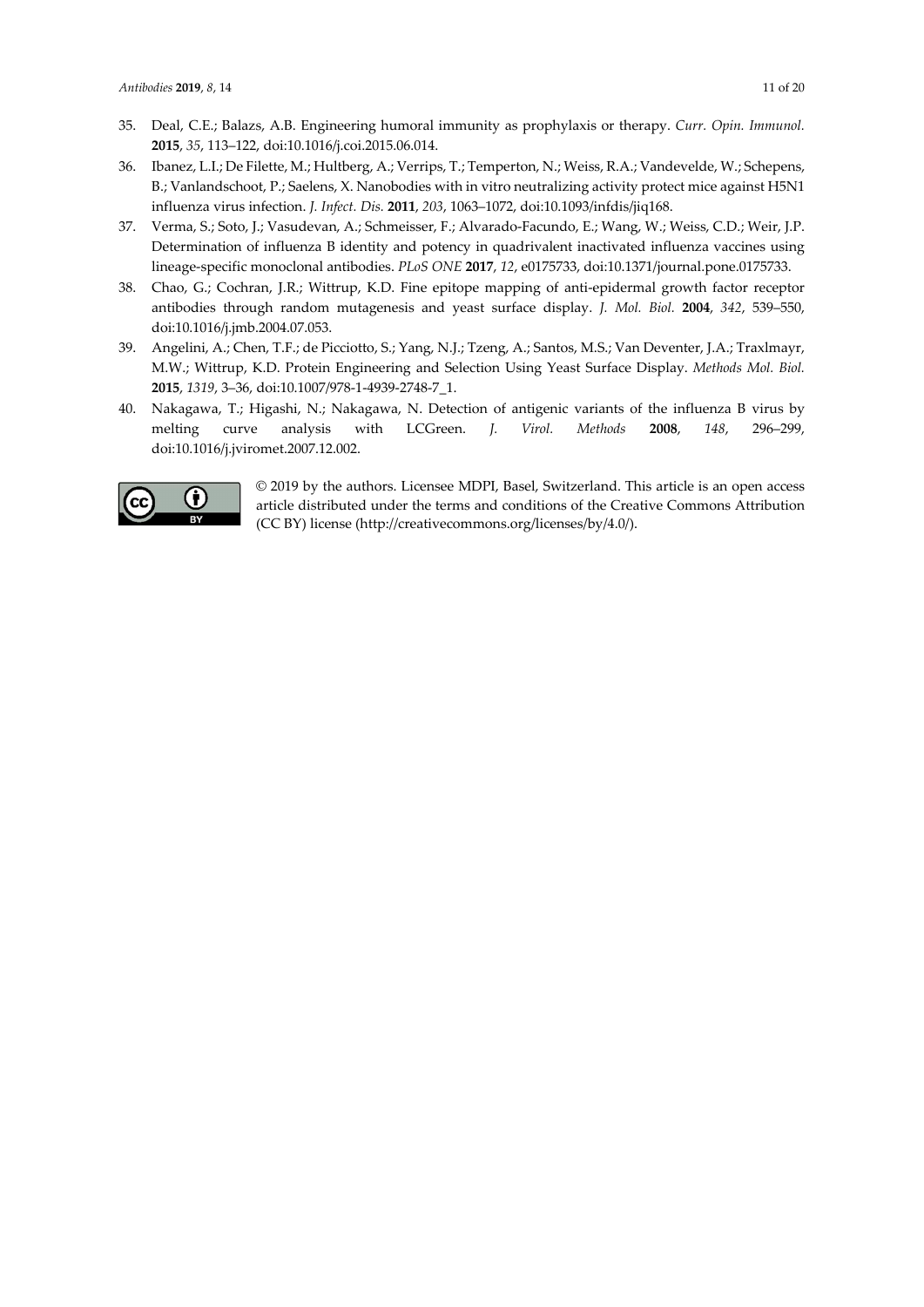35. Deal, C.E.; Balazs, A.B. Engineering humoral immunity as prophylaxis or therapy. *Curr. Opin. Immunol.* **2015**, *35*, 113–122, doi:10.1016/j.coi.2015.06.014.
36. Ibanez, L.I.; De Filette, M.; Hultberg, A.; Verrips, T.; Temperton, N.; Weiss, R.A.; Vandevelde, W.; Schepens, B.; Vanlandschoot, P.; Saelens, X. Nanobodies with in vitro neutralizing activity protect mice against H5N1 influenza virus infection. *J. Infect. Dis.* **2011**, *203*, 1063–1072, doi:10.1093/infdis/jiq168.
37. Verma, S.; Soto, J.; Vasudevan, A.; Schmeisser, F.; Alvarado-Facundo, E.; Wang, W.; Weiss, C.D.; Weir, J.P. Determination of influenza B identity and potency in quadrivalent inactivated influenza vaccines using lineage-specific monoclonal antibodies. *PLoS ONE* **2017**, *12*, e0175733, doi:10.1371/journal.pone.0175733.
38. Chao, G.; Cochran, J.R.; Wittrup, K.D. Fine epitope mapping of anti-epidermal growth factor receptor antibodies through random mutagenesis and yeast surface display. *J. Mol. Biol.* **2004**, *342*, 539–550, doi:10.1016/j.jmb.2004.07.053.
39. Angelini, A.; Chen, T.F.; de Picciotto, S.; Yang, N.J.; Tzeng, A.; Santos, M.S.; Van Deventer, J.A.; Traxlmayr, M.W.; Wittrup, K.D. Protein Engineering and Selection Using Yeast Surface Display. *Methods Mol. Biol.* **2015**, *1319*, 3–36, doi:10.1007/978-1-4939-2748-7_1.
40. Nakagawa, T.; Higashi, N.; Nakagawa, N. Detection of antigenic variants of the influenza B virus by melting curve analysis with LCGreen. *J. Virol. Methods* **2008**, *148*, 296–299, doi:10.1016/j.jviromet.2007.12.002.

© 2019 by the authors. Licensee MDPI, Basel, Switzerland. This article is an open access article distributed under the terms and conditions of the Creative Commons Attribution (CC BY) license (http://creativecommons.org/licenses/by/4.0/).